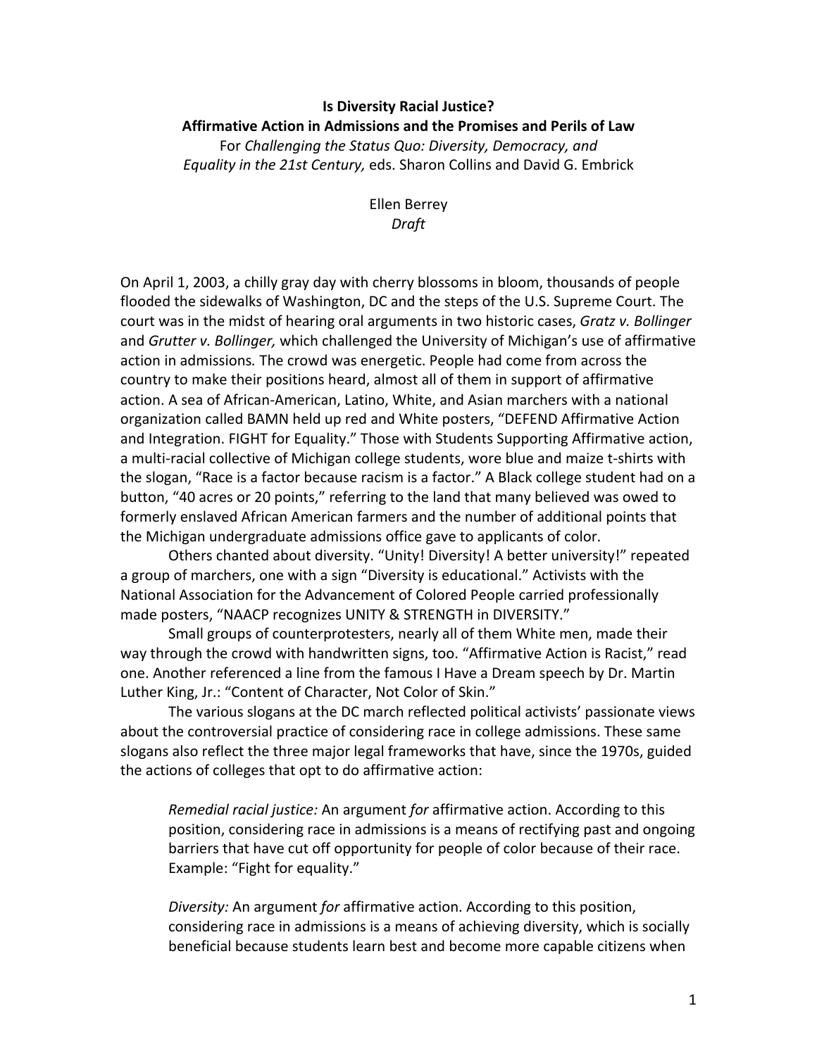**Is Diversity Racial Justice?**
**Affirmative Action in Admissions and the Promises and Perils of Law**
For *Challenging the Status Quo: Diversity, Democracy, and Equality in the 21st Century,* eds. Sharon Collins and David G. Embrick

Ellen Berrey
*Draft*

On April 1, 2003, a chilly gray day with cherry blossoms in bloom, thousands of people flooded the sidewalks of Washington, DC and the steps of the U.S. Supreme Court. The court was in the midst of hearing oral arguments in two historic cases, *Gratz v. Bollinger* and *Grutter v. Bollinger,* which challenged the University of Michigan's use of affirmative action in admissions. The crowd was energetic. People had come from across the country to make their positions heard, almost all of them in support of affirmative action. A sea of African-American, Latino, White, and Asian marchers with a national organization called BAMN held up red and White posters, "DEFEND Affirmative Action and Integration. FIGHT for Equality." Those with Students Supporting Affirmative action, a multi-racial collective of Michigan college students, wore blue and maize t-shirts with the slogan, "Race is a factor because racism is a factor." A Black college student had on a button, "40 acres or 20 points," referring to the land that many believed was owed to formerly enslaved African American farmers and the number of additional points that the Michigan undergraduate admissions office gave to applicants of color.

Others chanted about diversity. "Unity! Diversity! A better university!" repeated a group of marchers, one with a sign "Diversity is educational." Activists with the National Association for the Advancement of Colored People carried professionally made posters, "NAACP recognizes UNITY & STRENGTH in DIVERSITY."

Small groups of counterprotesters, nearly all of them White men, made their way through the crowd with handwritten signs, too. "Affirmative Action is Racist," read one. Another referenced a line from the famous I Have a Dream speech by Dr. Martin Luther King, Jr.: "Content of Character, Not Color of Skin."

The various slogans at the DC march reflected political activists' passionate views about the controversial practice of considering race in college admissions. These same slogans also reflect the three major legal frameworks that have, since the 1970s, guided the actions of colleges that opt to do affirmative action:

> *Remedial racial justice:* An argument *for* affirmative action. According to this position, considering race in admissions is a means of rectifying past and ongoing barriers that have cut off opportunity for people of color because of their race. Example: "Fight for equality."
>
> *Diversity:* An argument *for* affirmative action. According to this position, considering race in admissions is a means of achieving diversity, which is socially beneficial because students learn best and become more capable citizens when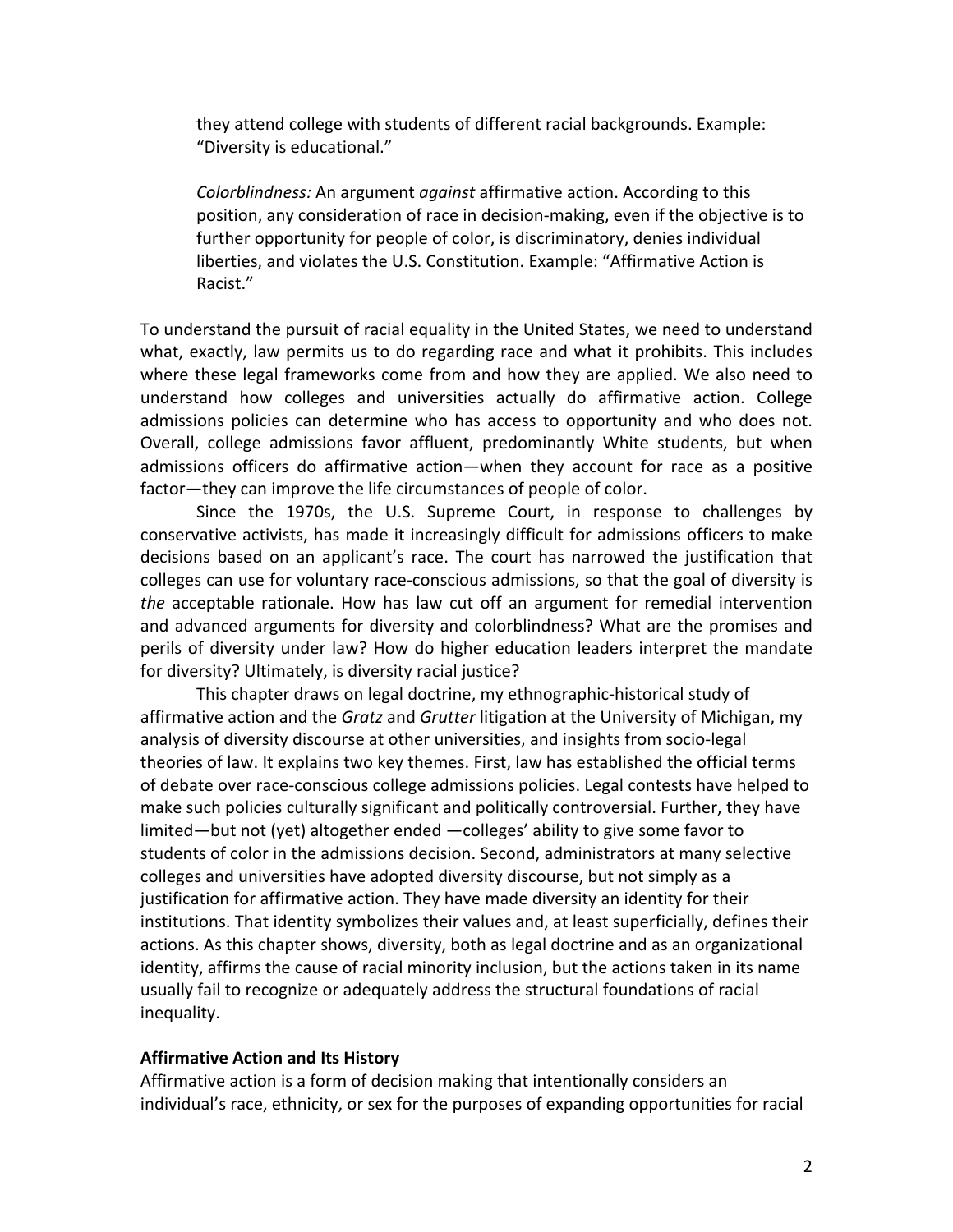they attend college with students of different racial backgrounds. Example: "Diversity is educational."

*Colorblindness:* An argument *against* affirmative action. According to this position, any consideration of race in decision-making, even if the objective is to further opportunity for people of color, is discriminatory, denies individual liberties, and violates the U.S. Constitution. Example: "Affirmative Action is Racist."

To understand the pursuit of racial equality in the United States, we need to understand what, exactly, law permits us to do regarding race and what it prohibits. This includes where these legal frameworks come from and how they are applied. We also need to understand how colleges and universities actually do affirmative action. College admissions policies can determine who has access to opportunity and who does not. Overall, college admissions favor affluent, predominantly White students, but when admissions officers do affirmative action—when they account for race as a positive factor—they can improve the life circumstances of people of color.

Since the 1970s, the U.S. Supreme Court, in response to challenges by conservative activists, has made it increasingly difficult for admissions officers to make decisions based on an applicant's race. The court has narrowed the justification that colleges can use for voluntary race-conscious admissions, so that the goal of diversity is *the* acceptable rationale. How has law cut off an argument for remedial intervention and advanced arguments for diversity and colorblindness? What are the promises and perils of diversity under law? How do higher education leaders interpret the mandate for diversity? Ultimately, is diversity racial justice?

This chapter draws on legal doctrine, my ethnographic-historical study of affirmative action and the *Gratz* and *Grutter* litigation at the University of Michigan, my analysis of diversity discourse at other universities, and insights from socio-legal theories of law. It explains two key themes. First, law has established the official terms of debate over race-conscious college admissions policies. Legal contests have helped to make such policies culturally significant and politically controversial. Further, they have limited—but not (yet) altogether ended —colleges' ability to give some favor to students of color in the admissions decision. Second, administrators at many selective colleges and universities have adopted diversity discourse, but not simply as a justification for affirmative action. They have made diversity an identity for their institutions. That identity symbolizes their values and, at least superficially, defines their actions. As this chapter shows, diversity, both as legal doctrine and as an organizational identity, affirms the cause of racial minority inclusion, but the actions taken in its name usually fail to recognize or adequately address the structural foundations of racial inequality.

### Affirmative Action and Its History

Affirmative action is a form of decision making that intentionally considers an individual's race, ethnicity, or sex for the purposes of expanding opportunities for racial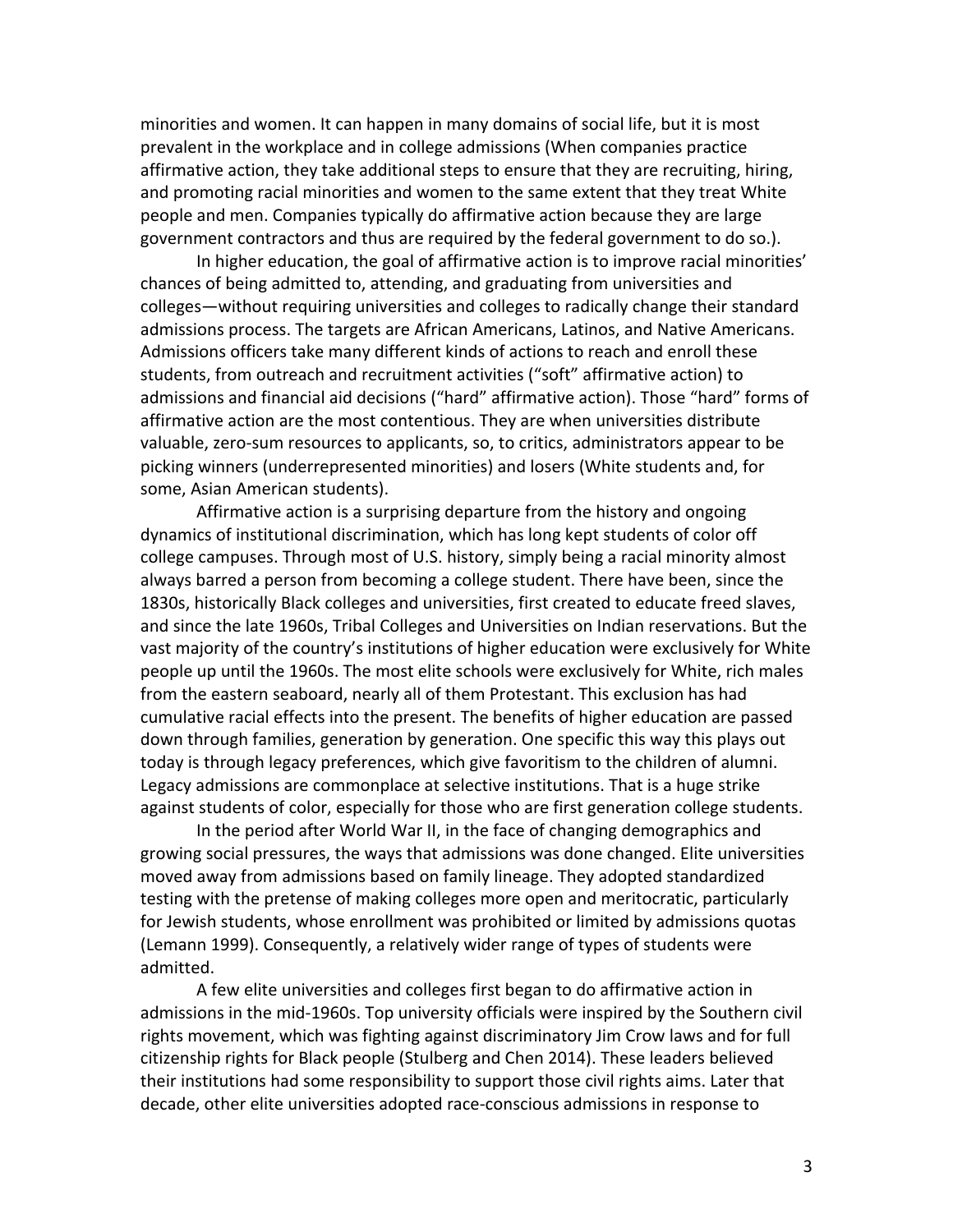minorities and women. It can happen in many domains of social life, but it is most prevalent in the workplace and in college admissions (When companies practice affirmative action, they take additional steps to ensure that they are recruiting, hiring, and promoting racial minorities and women to the same extent that they treat White people and men. Companies typically do affirmative action because they are large government contractors and thus are required by the federal government to do so.).

In higher education, the goal of affirmative action is to improve racial minorities' chances of being admitted to, attending, and graduating from universities and colleges—without requiring universities and colleges to radically change their standard admissions process. The targets are African Americans, Latinos, and Native Americans. Admissions officers take many different kinds of actions to reach and enroll these students, from outreach and recruitment activities ("soft" affirmative action) to admissions and financial aid decisions ("hard" affirmative action). Those "hard" forms of affirmative action are the most contentious. They are when universities distribute valuable, zero-sum resources to applicants, so, to critics, administrators appear to be picking winners (underrepresented minorities) and losers (White students and, for some, Asian American students).

Affirmative action is a surprising departure from the history and ongoing dynamics of institutional discrimination, which has long kept students of color off college campuses. Through most of U.S. history, simply being a racial minority almost always barred a person from becoming a college student. There have been, since the 1830s, historically Black colleges and universities, first created to educate freed slaves, and since the late 1960s, Tribal Colleges and Universities on Indian reservations. But the vast majority of the country's institutions of higher education were exclusively for White people up until the 1960s. The most elite schools were exclusively for White, rich males from the eastern seaboard, nearly all of them Protestant. This exclusion has had cumulative racial effects into the present. The benefits of higher education are passed down through families, generation by generation. One specific this way this plays out today is through legacy preferences, which give favoritism to the children of alumni. Legacy admissions are commonplace at selective institutions. That is a huge strike against students of color, especially for those who are first generation college students.

In the period after World War II, in the face of changing demographics and growing social pressures, the ways that admissions was done changed. Elite universities moved away from admissions based on family lineage. They adopted standardized testing with the pretense of making colleges more open and meritocratic, particularly for Jewish students, whose enrollment was prohibited or limited by admissions quotas (Lemann 1999). Consequently, a relatively wider range of types of students were admitted.

A few elite universities and colleges first began to do affirmative action in admissions in the mid-1960s. Top university officials were inspired by the Southern civil rights movement, which was fighting against discriminatory Jim Crow laws and for full citizenship rights for Black people (Stulberg and Chen 2014). These leaders believed their institutions had some responsibility to support those civil rights aims. Later that decade, other elite universities adopted race-conscious admissions in response to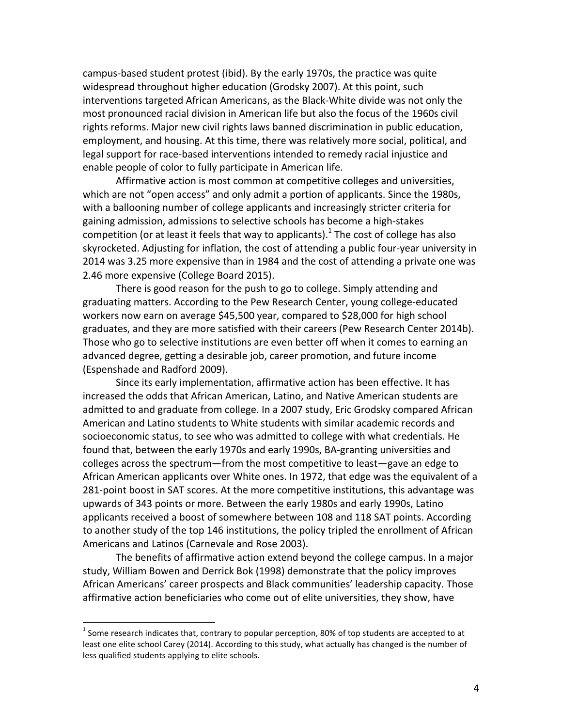campus-based student protest (ibid). By the early 1970s, the practice was quite widespread throughout higher education (Grodsky 2007). At this point, such interventions targeted African Americans, as the Black-White divide was not only the most pronounced racial division in American life but also the focus of the 1960s civil rights reforms. Major new civil rights laws banned discrimination in public education, employment, and housing. At this time, there was relatively more social, political, and legal support for race-based interventions intended to remedy racial injustice and enable people of color to fully participate in American life.

Affirmative action is most common at competitive colleges and universities, which are not "open access" and only admit a portion of applicants. Since the 1980s, with a ballooning number of college applicants and increasingly stricter criteria for gaining admission, admissions to selective schools has become a high-stakes competition (or at least it feels that way to applicants).[1] The cost of college has also skyrocketed. Adjusting for inflation, the cost of attending a public four-year university in 2014 was 3.25 more expensive than in 1984 and the cost of attending a private one was 2.46 more expensive (College Board 2015).

There is good reason for the push to go to college. Simply attending and graduating matters. According to the Pew Research Center, young college-educated workers now earn on average $45,500 year, compared to $28,000 for high school graduates, and they are more satisfied with their careers (Pew Research Center 2014b). Those who go to selective institutions are even better off when it comes to earning an advanced degree, getting a desirable job, career promotion, and future income (Espenshade and Radford 2009).

Since its early implementation, affirmative action has been effective. It has increased the odds that African American, Latino, and Native American students are admitted to and graduate from college. In a 2007 study, Eric Grodsky compared African American and Latino students to White students with similar academic records and socioeconomic status, to see who was admitted to college with what credentials. He found that, between the early 1970s and early 1990s, BA-granting universities and colleges across the spectrum—from the most competitive to least—gave an edge to African American applicants over White ones. In 1972, that edge was the equivalent of a 281-point boost in SAT scores. At the more competitive institutions, this advantage was upwards of 343 points or more. Between the early 1980s and early 1990s, Latino applicants received a boost of somewhere between 108 and 118 SAT points. According to another study of the top 146 institutions, the policy tripled the enrollment of African Americans and Latinos (Carnevale and Rose 2003).

The benefits of affirmative action extend beyond the college campus. In a major study, William Bowen and Derrick Bok (1998) demonstrate that the policy improves African Americans' career prospects and Black communities' leadership capacity. Those affirmative action beneficiaries who come out of elite universities, they show, have

---

[1] Some research indicates that, contrary to popular perception, 80% of top students are accepted to at least one elite school Carey (2014). According to this study, what actually has changed is the number of less qualified students applying to elite schools.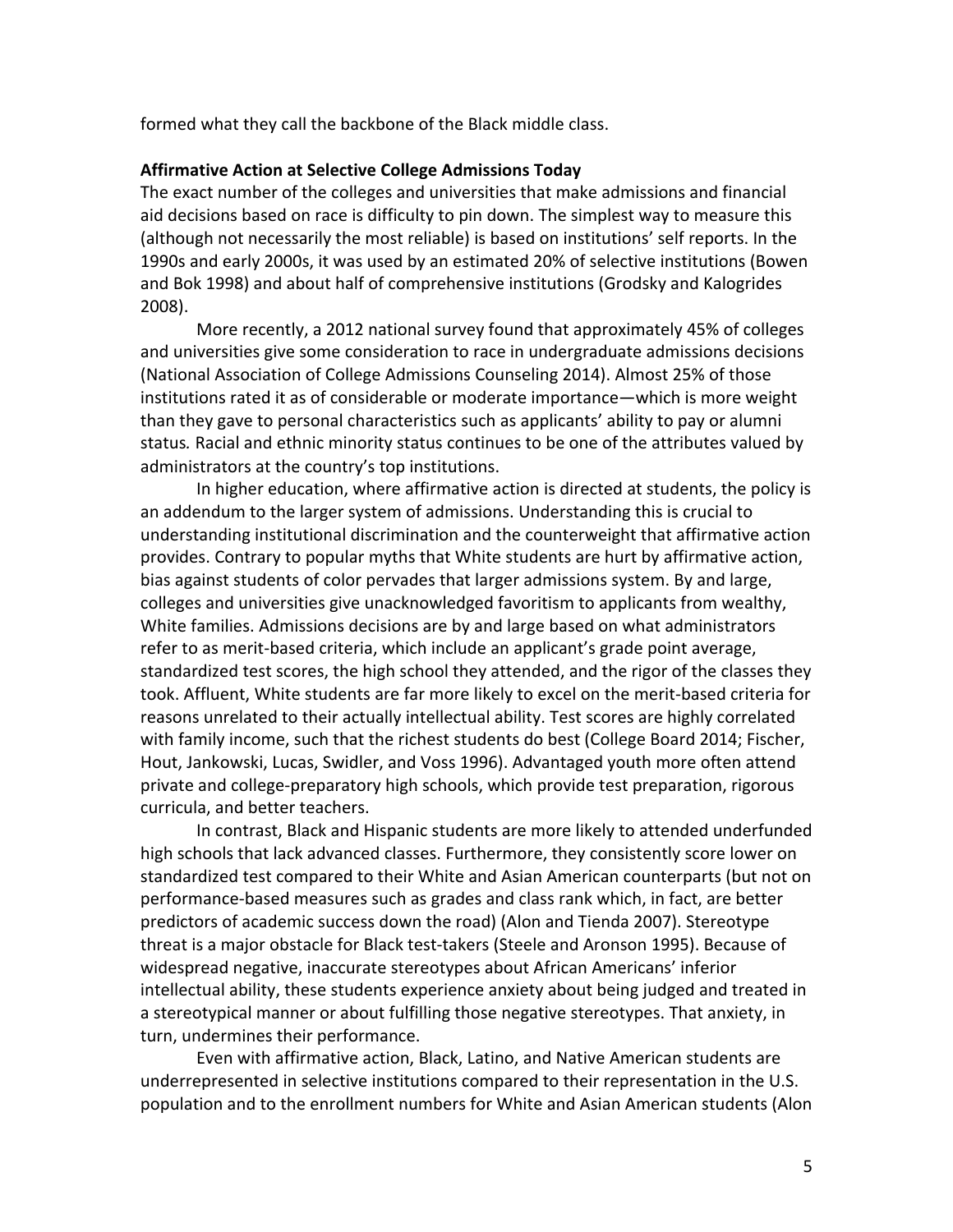formed what they call the backbone of the Black middle class.

**Affirmative Action at Selective College Admissions Today**

The exact number of the colleges and universities that make admissions and financial aid decisions based on race is difficulty to pin down. The simplest way to measure this (although not necessarily the most reliable) is based on institutions' self reports. In the 1990s and early 2000s, it was used by an estimated 20% of selective institutions (Bowen and Bok 1998) and about half of comprehensive institutions (Grodsky and Kalogrides 2008).

More recently, a 2012 national survey found that approximately 45% of colleges and universities give some consideration to race in undergraduate admissions decisions (National Association of College Admissions Counseling 2014). Almost 25% of those institutions rated it as of considerable or moderate importance—which is more weight than they gave to personal characteristics such as applicants' ability to pay or alumni status. Racial and ethnic minority status continues to be one of the attributes valued by administrators at the country's top institutions.

In higher education, where affirmative action is directed at students, the policy is an addendum to the larger system of admissions. Understanding this is crucial to understanding institutional discrimination and the counterweight that affirmative action provides. Contrary to popular myths that White students are hurt by affirmative action, bias against students of color pervades that larger admissions system. By and large, colleges and universities give unacknowledged favoritism to applicants from wealthy, White families. Admissions decisions are by and large based on what administrators refer to as merit-based criteria, which include an applicant's grade point average, standardized test scores, the high school they attended, and the rigor of the classes they took. Affluent, White students are far more likely to excel on the merit-based criteria for reasons unrelated to their actually intellectual ability. Test scores are highly correlated with family income, such that the richest students do best (College Board 2014; Fischer, Hout, Jankowski, Lucas, Swidler, and Voss 1996). Advantaged youth more often attend private and college-preparatory high schools, which provide test preparation, rigorous curricula, and better teachers.

In contrast, Black and Hispanic students are more likely to attended underfunded high schools that lack advanced classes. Furthermore, they consistently score lower on standardized test compared to their White and Asian American counterparts (but not on performance-based measures such as grades and class rank which, in fact, are better predictors of academic success down the road) (Alon and Tienda 2007). Stereotype threat is a major obstacle for Black test-takers (Steele and Aronson 1995). Because of widespread negative, inaccurate stereotypes about African Americans' inferior intellectual ability, these students experience anxiety about being judged and treated in a stereotypical manner or about fulfilling those negative stereotypes. That anxiety, in turn, undermines their performance.

Even with affirmative action, Black, Latino, and Native American students are underrepresented in selective institutions compared to their representation in the U.S. population and to the enrollment numbers for White and Asian American students (Alon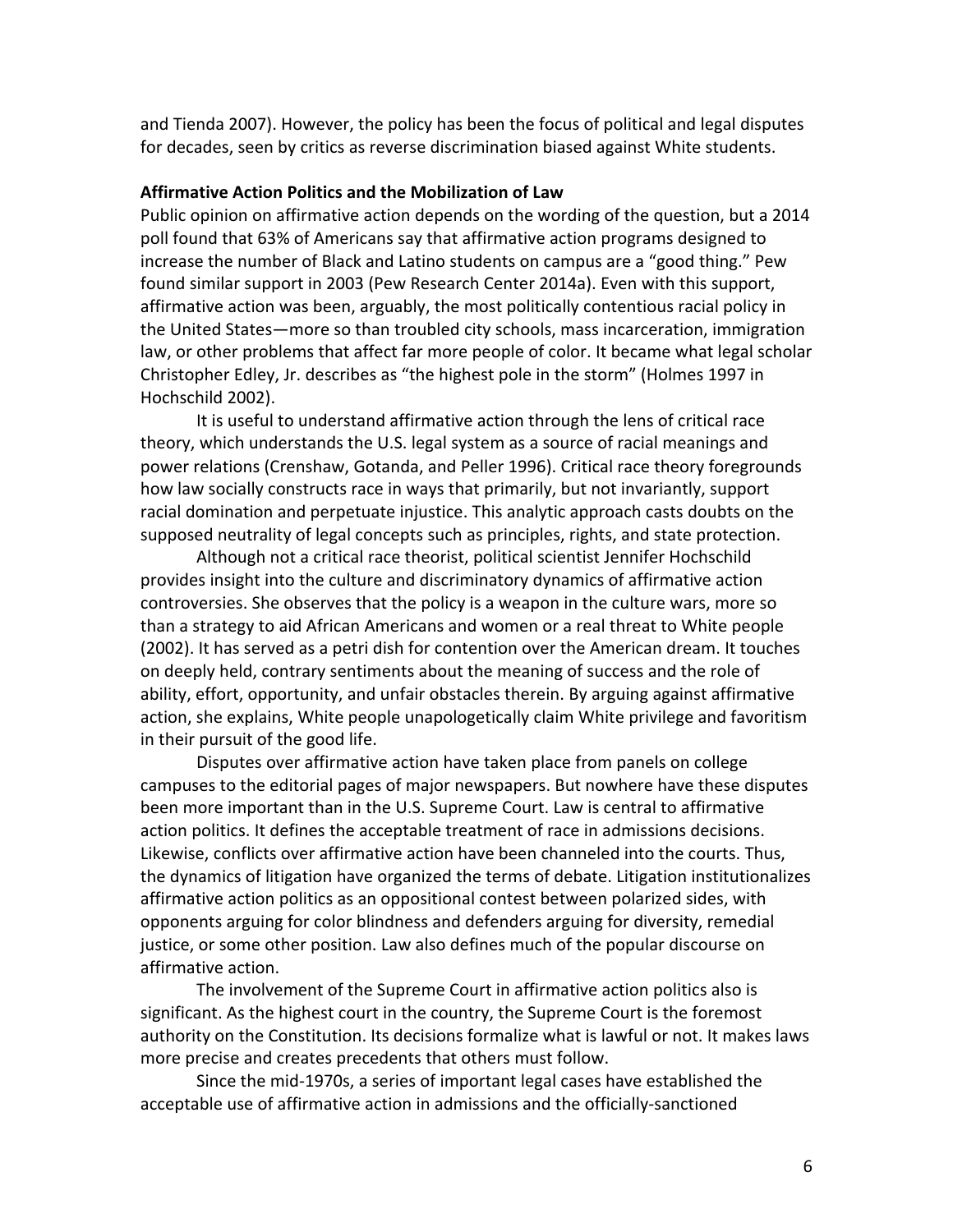and Tienda 2007). However, the policy has been the focus of political and legal disputes for decades, seen by critics as reverse discrimination biased against White students.

**Affirmative Action Politics and the Mobilization of Law**

Public opinion on affirmative action depends on the wording of the question, but a 2014 poll found that 63% of Americans say that affirmative action programs designed to increase the number of Black and Latino students on campus are a "good thing." Pew found similar support in 2003 (Pew Research Center 2014a). Even with this support, affirmative action was been, arguably, the most politically contentious racial policy in the United States—more so than troubled city schools, mass incarceration, immigration law, or other problems that affect far more people of color. It became what legal scholar Christopher Edley, Jr. describes as "the highest pole in the storm" (Holmes 1997 in Hochschild 2002).

It is useful to understand affirmative action through the lens of critical race theory, which understands the U.S. legal system as a source of racial meanings and power relations (Crenshaw, Gotanda, and Peller 1996). Critical race theory foregrounds how law socially constructs race in ways that primarily, but not invariantly, support racial domination and perpetuate injustice. This analytic approach casts doubts on the supposed neutrality of legal concepts such as principles, rights, and state protection.

Although not a critical race theorist, political scientist Jennifer Hochschild provides insight into the culture and discriminatory dynamics of affirmative action controversies. She observes that the policy is a weapon in the culture wars, more so than a strategy to aid African Americans and women or a real threat to White people (2002). It has served as a petri dish for contention over the American dream. It touches on deeply held, contrary sentiments about the meaning of success and the role of ability, effort, opportunity, and unfair obstacles therein. By arguing against affirmative action, she explains, White people unapologetically claim White privilege and favoritism in their pursuit of the good life.

Disputes over affirmative action have taken place from panels on college campuses to the editorial pages of major newspapers. But nowhere have these disputes been more important than in the U.S. Supreme Court. Law is central to affirmative action politics. It defines the acceptable treatment of race in admissions decisions. Likewise, conflicts over affirmative action have been channeled into the courts. Thus, the dynamics of litigation have organized the terms of debate. Litigation institutionalizes affirmative action politics as an oppositional contest between polarized sides, with opponents arguing for color blindness and defenders arguing for diversity, remedial justice, or some other position. Law also defines much of the popular discourse on affirmative action.

The involvement of the Supreme Court in affirmative action politics also is significant. As the highest court in the country, the Supreme Court is the foremost authority on the Constitution. Its decisions formalize what is lawful or not. It makes laws more precise and creates precedents that others must follow.

Since the mid-1970s, a series of important legal cases have established the acceptable use of affirmative action in admissions and the officially-sanctioned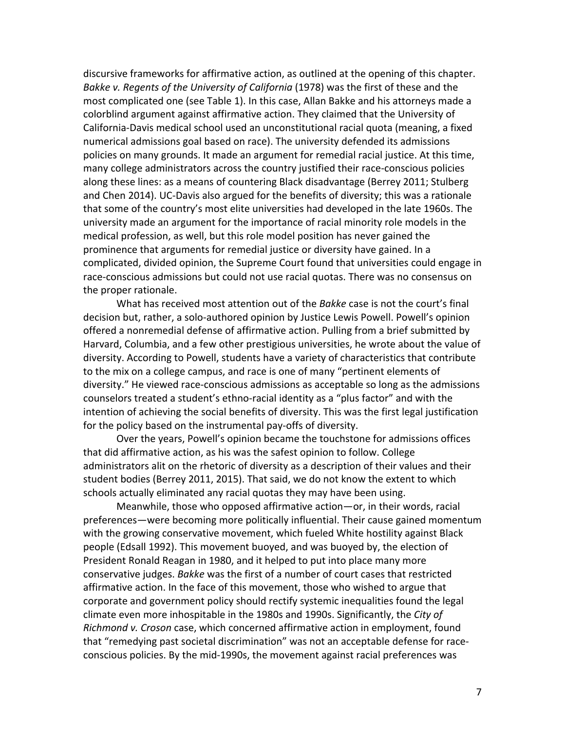discursive frameworks for affirmative action, as outlined at the opening of this chapter. *Bakke v. Regents of the University of California* (1978) was the first of these and the most complicated one (see Table 1). In this case, Allan Bakke and his attorneys made a colorblind argument against affirmative action. They claimed that the University of California-Davis medical school used an unconstitutional racial quota (meaning, a fixed numerical admissions goal based on race). The university defended its admissions policies on many grounds. It made an argument for remedial racial justice. At this time, many college administrators across the country justified their race-conscious policies along these lines: as a means of countering Black disadvantage (Berrey 2011; Stulberg and Chen 2014). UC-Davis also argued for the benefits of diversity; this was a rationale that some of the country's most elite universities had developed in the late 1960s. The university made an argument for the importance of racial minority role models in the medical profession, as well, but this role model position has never gained the prominence that arguments for remedial justice or diversity have gained. In a complicated, divided opinion, the Supreme Court found that universities could engage in race-conscious admissions but could not use racial quotas. There was no consensus on the proper rationale.

What has received most attention out of the *Bakke* case is not the court's final decision but, rather, a solo-authored opinion by Justice Lewis Powell. Powell's opinion offered a nonremedial defense of affirmative action. Pulling from a brief submitted by Harvard, Columbia, and a few other prestigious universities, he wrote about the value of diversity. According to Powell, students have a variety of characteristics that contribute to the mix on a college campus, and race is one of many "pertinent elements of diversity." He viewed race-conscious admissions as acceptable so long as the admissions counselors treated a student's ethno-racial identity as a "plus factor" and with the intention of achieving the social benefits of diversity. This was the first legal justification for the policy based on the instrumental pay-offs of diversity.

Over the years, Powell's opinion became the touchstone for admissions offices that did affirmative action, as his was the safest opinion to follow. College administrators alit on the rhetoric of diversity as a description of their values and their student bodies (Berrey 2011, 2015). That said, we do not know the extent to which schools actually eliminated any racial quotas they may have been using.

Meanwhile, those who opposed affirmative action—or, in their words, racial preferences—were becoming more politically influential. Their cause gained momentum with the growing conservative movement, which fueled White hostility against Black people (Edsall 1992). This movement buoyed, and was buoyed by, the election of President Ronald Reagan in 1980, and it helped to put into place many more conservative judges. *Bakke* was the first of a number of court cases that restricted affirmative action. In the face of this movement, those who wished to argue that corporate and government policy should rectify systemic inequalities found the legal climate even more inhospitable in the 1980s and 1990s. Significantly, the *City of Richmond v. Croson* case, which concerned affirmative action in employment, found that "remedying past societal discrimination" was not an acceptable defense for race-conscious policies. By the mid-1990s, the movement against racial preferences was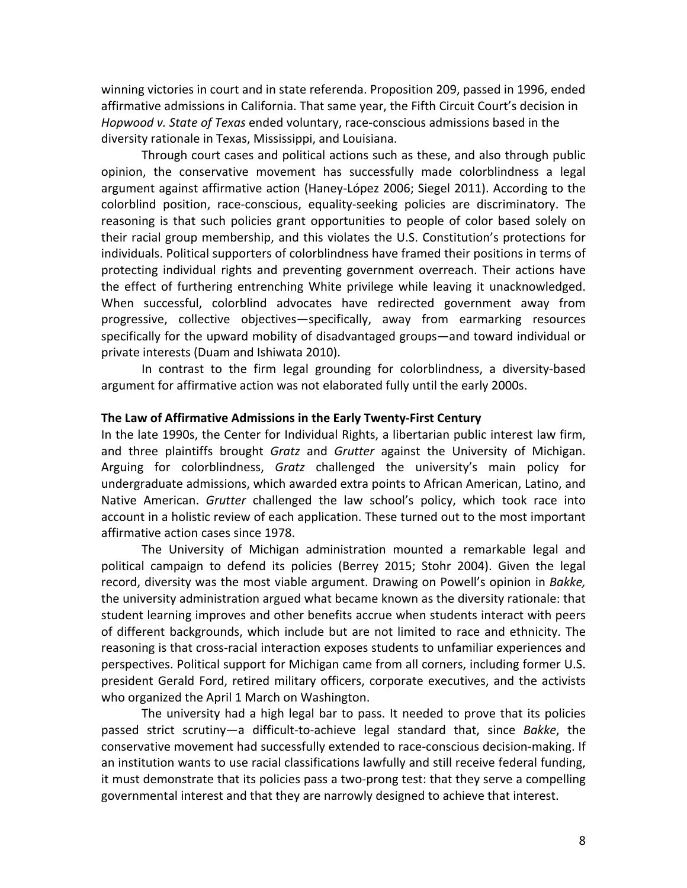winning victories in court and in state referenda. Proposition 209, passed in 1996, ended affirmative admissions in California. That same year, the Fifth Circuit Court's decision in *Hopwood v. State of Texas* ended voluntary, race-conscious admissions based in the diversity rationale in Texas, Mississippi, and Louisiana.

Through court cases and political actions such as these, and also through public opinion, the conservative movement has successfully made colorblindness a legal argument against affirmative action (Haney-López 2006; Siegel 2011). According to the colorblind position, race-conscious, equality-seeking policies are discriminatory. The reasoning is that such policies grant opportunities to people of color based solely on their racial group membership, and this violates the U.S. Constitution's protections for individuals. Political supporters of colorblindness have framed their positions in terms of protecting individual rights and preventing government overreach. Their actions have the effect of furthering entrenching White privilege while leaving it unacknowledged. When successful, colorblind advocates have redirected government away from progressive, collective objectives—specifically, away from earmarking resources specifically for the upward mobility of disadvantaged groups—and toward individual or private interests (Duam and Ishiwata 2010).

In contrast to the firm legal grounding for colorblindness, a diversity-based argument for affirmative action was not elaborated fully until the early 2000s.

**The Law of Affirmative Admissions in the Early Twenty-First Century**

In the late 1990s, the Center for Individual Rights, a libertarian public interest law firm, and three plaintiffs brought *Gratz* and *Grutter* against the University of Michigan. Arguing for colorblindness, *Gratz* challenged the university's main policy for undergraduate admissions, which awarded extra points to African American, Latino, and Native American. *Grutter* challenged the law school's policy, which took race into account in a holistic review of each application. These turned out to the most important affirmative action cases since 1978.

The University of Michigan administration mounted a remarkable legal and political campaign to defend its policies (Berrey 2015; Stohr 2004). Given the legal record, diversity was the most viable argument. Drawing on Powell's opinion in *Bakke,* the university administration argued what became known as the diversity rationale: that student learning improves and other benefits accrue when students interact with peers of different backgrounds, which include but are not limited to race and ethnicity. The reasoning is that cross-racial interaction exposes students to unfamiliar experiences and perspectives. Political support for Michigan came from all corners, including former U.S. president Gerald Ford, retired military officers, corporate executives, and the activists who organized the April 1 March on Washington.

The university had a high legal bar to pass. It needed to prove that its policies passed strict scrutiny—a difficult-to-achieve legal standard that, since *Bakke*, the conservative movement had successfully extended to race-conscious decision-making. If an institution wants to use racial classifications lawfully and still receive federal funding, it must demonstrate that its policies pass a two-prong test: that they serve a compelling governmental interest and that they are narrowly designed to achieve that interest.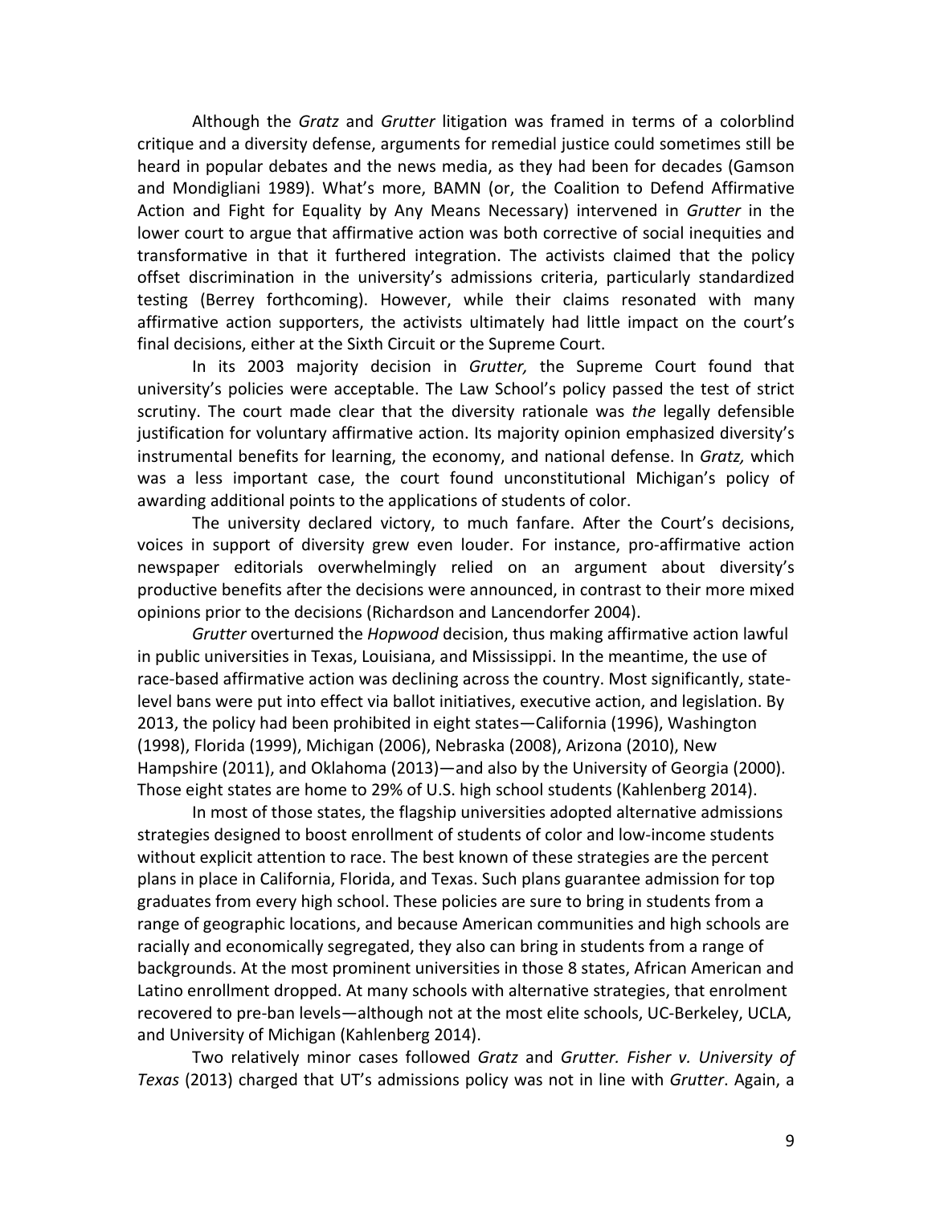Although the *Gratz* and *Grutter* litigation was framed in terms of a colorblind critique and a diversity defense, arguments for remedial justice could sometimes still be heard in popular debates and the news media, as they had been for decades (Gamson and Mondigliani 1989). What's more, BAMN (or, the Coalition to Defend Affirmative Action and Fight for Equality by Any Means Necessary) intervened in *Grutter* in the lower court to argue that affirmative action was both corrective of social inequities and transformative in that it furthered integration. The activists claimed that the policy offset discrimination in the university's admissions criteria, particularly standardized testing (Berrey forthcoming). However, while their claims resonated with many affirmative action supporters, the activists ultimately had little impact on the court's final decisions, either at the Sixth Circuit or the Supreme Court.

In its 2003 majority decision in *Grutter,* the Supreme Court found that university's policies were acceptable. The Law School's policy passed the test of strict scrutiny. The court made clear that the diversity rationale was *the* legally defensible justification for voluntary affirmative action. Its majority opinion emphasized diversity's instrumental benefits for learning, the economy, and national defense. In *Gratz,* which was a less important case, the court found unconstitutional Michigan's policy of awarding additional points to the applications of students of color.

The university declared victory, to much fanfare. After the Court's decisions, voices in support of diversity grew even louder. For instance, pro-affirmative action newspaper editorials overwhelmingly relied on an argument about diversity's productive benefits after the decisions were announced, in contrast to their more mixed opinions prior to the decisions (Richardson and Lancendorfer 2004).

*Grutter* overturned the *Hopwood* decision, thus making affirmative action lawful in public universities in Texas, Louisiana, and Mississippi. In the meantime, the use of race-based affirmative action was declining across the country. Most significantly, state-level bans were put into effect via ballot initiatives, executive action, and legislation. By 2013, the policy had been prohibited in eight states—California (1996), Washington (1998), Florida (1999), Michigan (2006), Nebraska (2008), Arizona (2010), New Hampshire (2011), and Oklahoma (2013)—and also by the University of Georgia (2000). Those eight states are home to 29% of U.S. high school students (Kahlenberg 2014).

In most of those states, the flagship universities adopted alternative admissions strategies designed to boost enrollment of students of color and low-income students without explicit attention to race. The best known of these strategies are the percent plans in place in California, Florida, and Texas. Such plans guarantee admission for top graduates from every high school. These policies are sure to bring in students from a range of geographic locations, and because American communities and high schools are racially and economically segregated, they also can bring in students from a range of backgrounds. At the most prominent universities in those 8 states, African American and Latino enrollment dropped. At many schools with alternative strategies, that enrolment recovered to pre-ban levels—although not at the most elite schools, UC-Berkeley, UCLA, and University of Michigan (Kahlenberg 2014).

Two relatively minor cases followed *Gratz* and *Grutter. Fisher v. University of Texas* (2013) charged that UT's admissions policy was not in line with *Grutter*. Again, a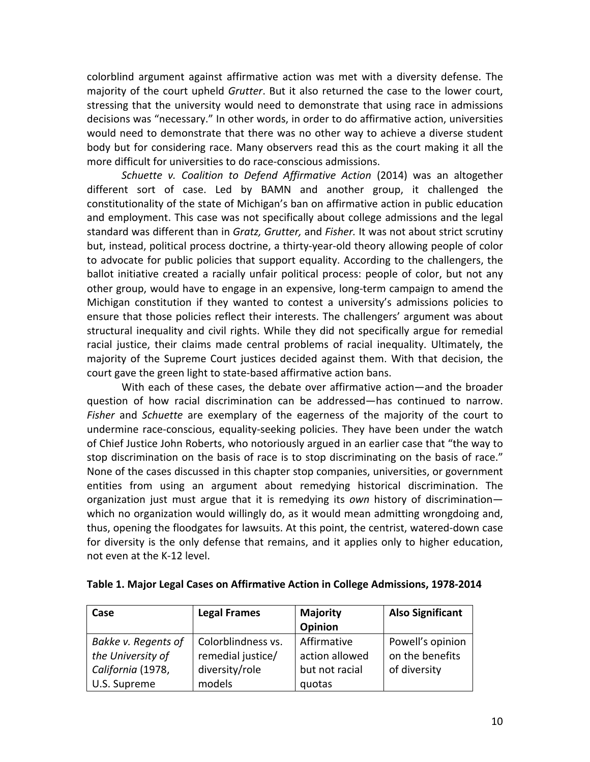colorblind argument against affirmative action was met with a diversity defense. The majority of the court upheld *Grutter*. But it also returned the case to the lower court, stressing that the university would need to demonstrate that using race in admissions decisions was "necessary." In other words, in order to do affirmative action, universities would need to demonstrate that there was no other way to achieve a diverse student body but for considering race. Many observers read this as the court making it all the more difficult for universities to do race-conscious admissions.

*Schuette v. Coalition to Defend Affirmative Action* (2014) was an altogether different sort of case. Led by BAMN and another group, it challenged the constitutionality of the state of Michigan's ban on affirmative action in public education and employment. This case was not specifically about college admissions and the legal standard was different than in *Gratz, Grutter,* and *Fisher.* It was not about strict scrutiny but, instead, political process doctrine, a thirty-year-old theory allowing people of color to advocate for public policies that support equality. According to the challengers, the ballot initiative created a racially unfair political process: people of color, but not any other group, would have to engage in an expensive, long-term campaign to amend the Michigan constitution if they wanted to contest a university's admissions policies to ensure that those policies reflect their interests. The challengers' argument was about structural inequality and civil rights. While they did not specifically argue for remedial racial justice, their claims made central problems of racial inequality. Ultimately, the majority of the Supreme Court justices decided against them. With that decision, the court gave the green light to state-based affirmative action bans.

With each of these cases, the debate over affirmative action—and the broader question of how racial discrimination can be addressed—has continued to narrow. *Fisher* and *Schuette* are exemplary of the eagerness of the majority of the court to undermine race-conscious, equality-seeking policies. They have been under the watch of Chief Justice John Roberts, who notoriously argued in an earlier case that "the way to stop discrimination on the basis of race is to stop discriminating on the basis of race." None of the cases discussed in this chapter stop companies, universities, or government entities from using an argument about remedying historical discrimination. The organization just must argue that it is remedying its *own* history of discrimination—which no organization would willingly do, as it would mean admitting wrongdoing and, thus, opening the floodgates for lawsuits. At this point, the centrist, watered-down case for diversity is the only defense that remains, and it applies only to higher education, not even at the K-12 level.

**Table 1. Major Legal Cases on Affirmative Action in College Admissions, 1978-2014**

| Case | Legal Frames | Majority Opinion | Also Significant |
|---|---|---|---|
| *Bakke v. Regents of the University of California* (1978, U.S. Supreme | Colorblindness vs. remedial justice/ diversity/role models | Affirmative action allowed but not racial quotas | Powell's opinion on the benefits of diversity |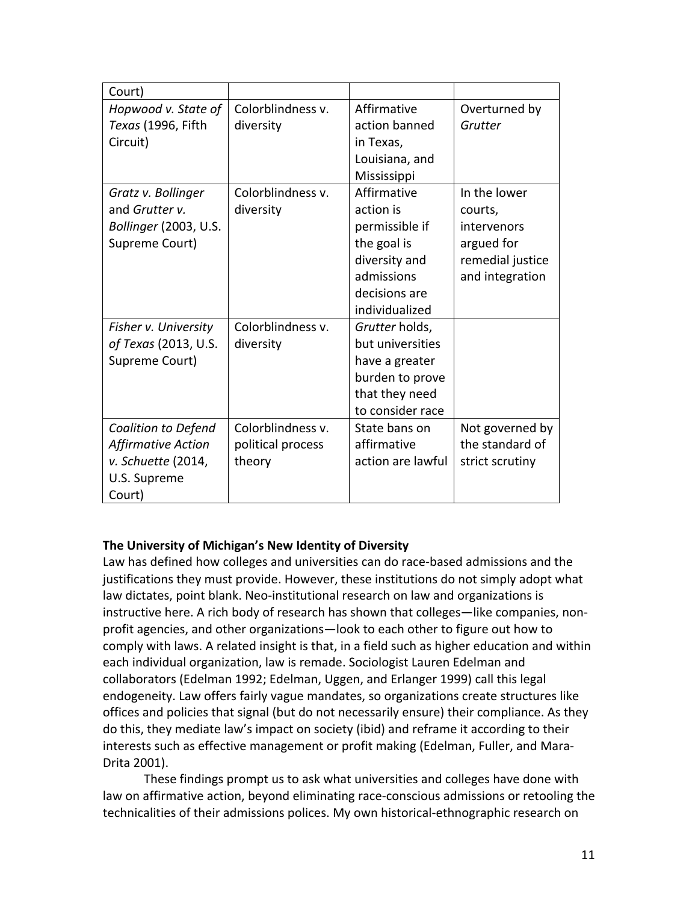| Court) | | | |
|---|---|---|---|
| *Hopwood v. State of Texas* (1996, Fifth Circuit) | Colorblindness v. diversity | Affirmative action banned in Texas, Louisiana, and Mississippi | Overturned by *Grutter* |
| *Gratz v. Bollinger* and *Grutter v. Bollinger* (2003, U.S. Supreme Court) | Colorblindness v. diversity | Affirmative action is permissible if the goal is diversity and admissions decisions are individualized | In the lower courts, intervenors argued for remedial justice and integration |
| *Fisher v. University of Texas* (2013, U.S. Supreme Court) | Colorblindness v. diversity | *Grutter* holds, but universities have a greater burden to prove that they need to consider race | |
| *Coalition to Defend Affirmative Action v. Schuette* (2014, U.S. Supreme Court) | Colorblindness v. political process theory | State bans on affirmative action are lawful | Not governed by the standard of strict scrutiny |

**The University of Michigan's New Identity of Diversity**

Law has defined how colleges and universities can do race-based admissions and the justifications they must provide. However, these institutions do not simply adopt what law dictates, point blank. Neo-institutional research on law and organizations is instructive here. A rich body of research has shown that colleges—like companies, non-profit agencies, and other organizations—look to each other to figure out how to comply with laws. A related insight is that, in a field such as higher education and within each individual organization, law is remade. Sociologist Lauren Edelman and collaborators (Edelman 1992; Edelman, Uggen, and Erlanger 1999) call this legal endogeneity. Law offers fairly vague mandates, so organizations create structures like offices and policies that signal (but do not necessarily ensure) their compliance. As they do this, they mediate law's impact on society (ibid) and reframe it according to their interests such as effective management or profit making (Edelman, Fuller, and Mara-Drita 2001).

These findings prompt us to ask what universities and colleges have done with law on affirmative action, beyond eliminating race-conscious admissions or retooling the technicalities of their admissions polices. My own historical-ethnographic research on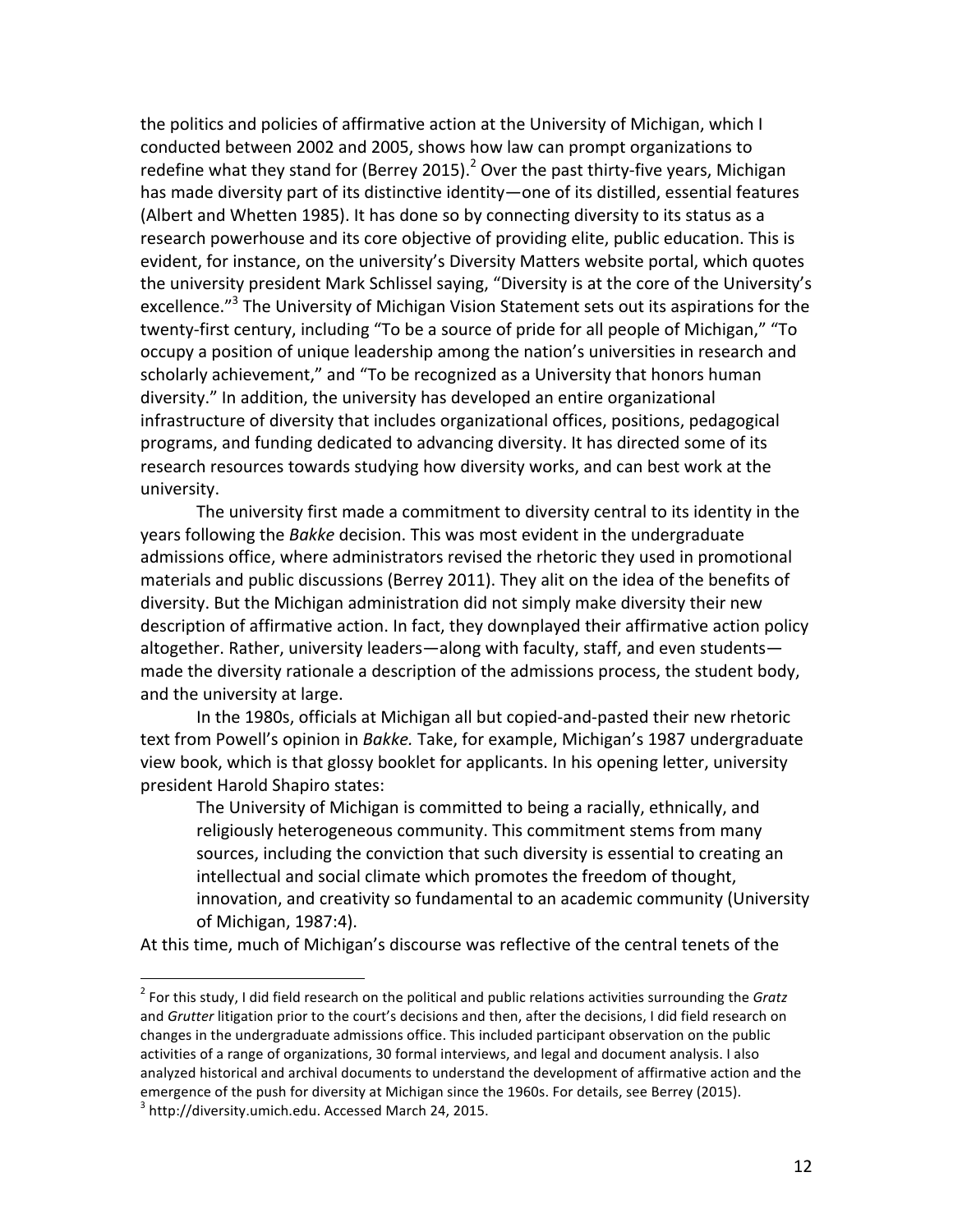the politics and policies of affirmative action at the University of Michigan, which I conducted between 2002 and 2005, shows how law can prompt organizations to redefine what they stand for (Berrey 2015).[2] Over the past thirty-five years, Michigan has made diversity part of its distinctive identity—one of its distilled, essential features (Albert and Whetten 1985). It has done so by connecting diversity to its status as a research powerhouse and its core objective of providing elite, public education. This is evident, for instance, on the university's Diversity Matters website portal, which quotes the university president Mark Schlissel saying, "Diversity is at the core of the University's excellence."[3] The University of Michigan Vision Statement sets out its aspirations for the twenty-first century, including "To be a source of pride for all people of Michigan," "To occupy a position of unique leadership among the nation's universities in research and scholarly achievement," and "To be recognized as a University that honors human diversity." In addition, the university has developed an entire organizational infrastructure of diversity that includes organizational offices, positions, pedagogical programs, and funding dedicated to advancing diversity. It has directed some of its research resources towards studying how diversity works, and can best work at the university.

The university first made a commitment to diversity central to its identity in the years following the *Bakke* decision. This was most evident in the undergraduate admissions office, where administrators revised the rhetoric they used in promotional materials and public discussions (Berrey 2011). They alit on the idea of the benefits of diversity. But the Michigan administration did not simply make diversity their new description of affirmative action. In fact, they downplayed their affirmative action policy altogether. Rather, university leaders—along with faculty, staff, and even students—made the diversity rationale a description of the admissions process, the student body, and the university at large.

In the 1980s, officials at Michigan all but copied-and-pasted their new rhetoric text from Powell's opinion in *Bakke.* Take, for example, Michigan's 1987 undergraduate view book, which is that glossy booklet for applicants. In his opening letter, university president Harold Shapiro states:

> The University of Michigan is committed to being a racially, ethnically, and religiously heterogeneous community. This commitment stems from many sources, including the conviction that such diversity is essential to creating an intellectual and social climate which promotes the freedom of thought, innovation, and creativity so fundamental to an academic community (University of Michigan, 1987:4).

At this time, much of Michigan's discourse was reflective of the central tenets of the

---

[2] For this study, I did field research on the political and public relations activities surrounding the *Gratz* and *Grutter* litigation prior to the court's decisions and then, after the decisions, I did field research on changes in the undergraduate admissions office. This included participant observation on the public activities of a range of organizations, 30 formal interviews, and legal and document analysis. I also analyzed historical and archival documents to understand the development of affirmative action and the emergence of the push for diversity at Michigan since the 1960s. For details, see Berrey (2015).

[3] http://diversity.umich.edu. Accessed March 24, 2015.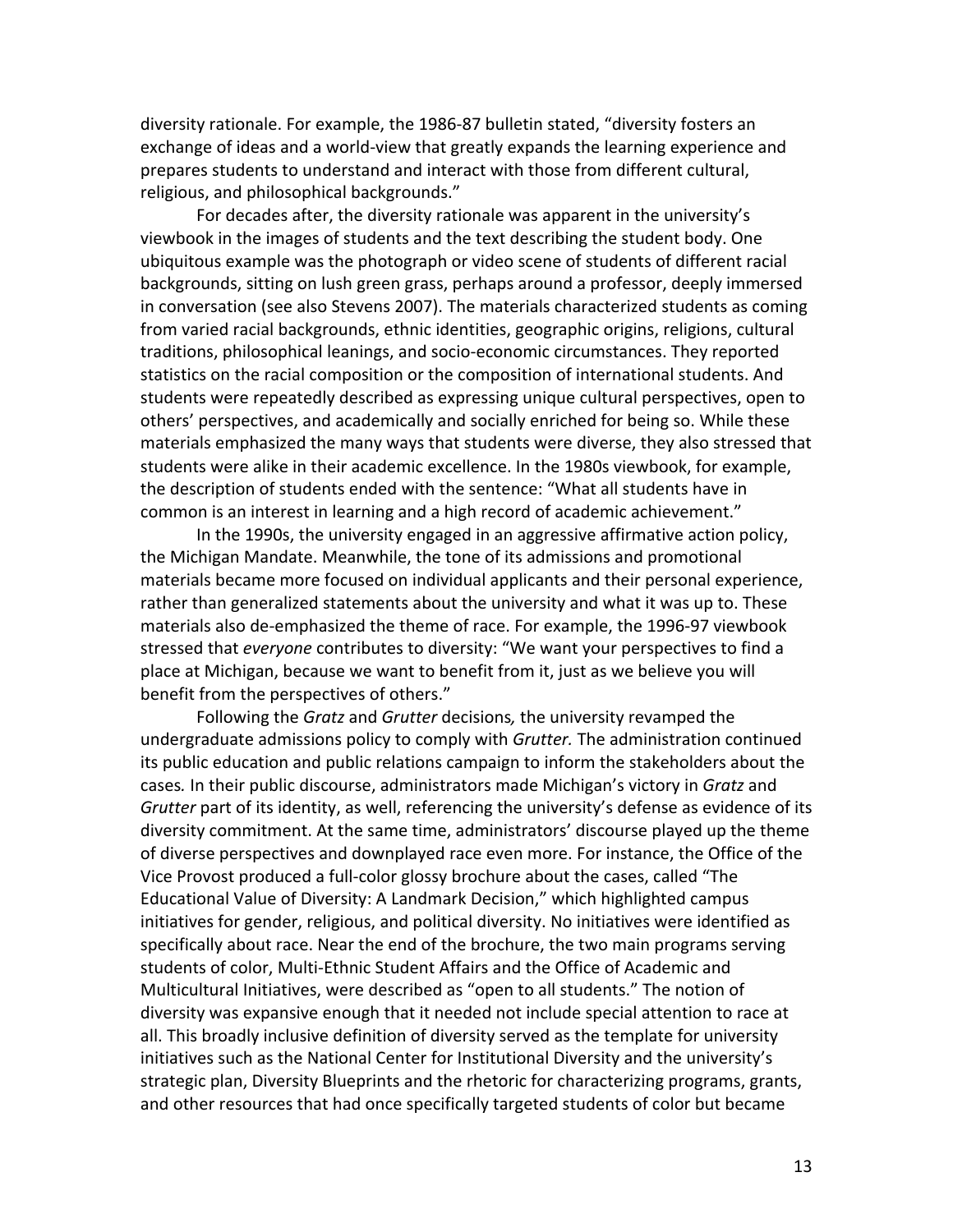diversity rationale. For example, the 1986-87 bulletin stated, "diversity fosters an exchange of ideas and a world-view that greatly expands the learning experience and prepares students to understand and interact with those from different cultural, religious, and philosophical backgrounds."

For decades after, the diversity rationale was apparent in the university's viewbook in the images of students and the text describing the student body. One ubiquitous example was the photograph or video scene of students of different racial backgrounds, sitting on lush green grass, perhaps around a professor, deeply immersed in conversation (see also Stevens 2007). The materials characterized students as coming from varied racial backgrounds, ethnic identities, geographic origins, religions, cultural traditions, philosophical leanings, and socio-economic circumstances. They reported statistics on the racial composition or the composition of international students. And students were repeatedly described as expressing unique cultural perspectives, open to others' perspectives, and academically and socially enriched for being so. While these materials emphasized the many ways that students were diverse, they also stressed that students were alike in their academic excellence. In the 1980s viewbook, for example, the description of students ended with the sentence: "What all students have in common is an interest in learning and a high record of academic achievement."

In the 1990s, the university engaged in an aggressive affirmative action policy, the Michigan Mandate. Meanwhile, the tone of its admissions and promotional materials became more focused on individual applicants and their personal experience, rather than generalized statements about the university and what it was up to. These materials also de-emphasized the theme of race. For example, the 1996-97 viewbook stressed that *everyone* contributes to diversity: "We want your perspectives to find a place at Michigan, because we want to benefit from it, just as we believe you will benefit from the perspectives of others."

Following the *Gratz* and *Grutter* decisions, the university revamped the undergraduate admissions policy to comply with *Grutter.* The administration continued its public education and public relations campaign to inform the stakeholders about the cases. In their public discourse, administrators made Michigan's victory in *Gratz* and *Grutter* part of its identity, as well, referencing the university's defense as evidence of its diversity commitment. At the same time, administrators' discourse played up the theme of diverse perspectives and downplayed race even more. For instance, the Office of the Vice Provost produced a full-color glossy brochure about the cases, called "The Educational Value of Diversity: A Landmark Decision," which highlighted campus initiatives for gender, religious, and political diversity. No initiatives were identified as specifically about race. Near the end of the brochure, the two main programs serving students of color, Multi-Ethnic Student Affairs and the Office of Academic and Multicultural Initiatives, were described as "open to all students." The notion of diversity was expansive enough that it needed not include special attention to race at all. This broadly inclusive definition of diversity served as the template for university initiatives such as the National Center for Institutional Diversity and the university's strategic plan, Diversity Blueprints and the rhetoric for characterizing programs, grants, and other resources that had once specifically targeted students of color but became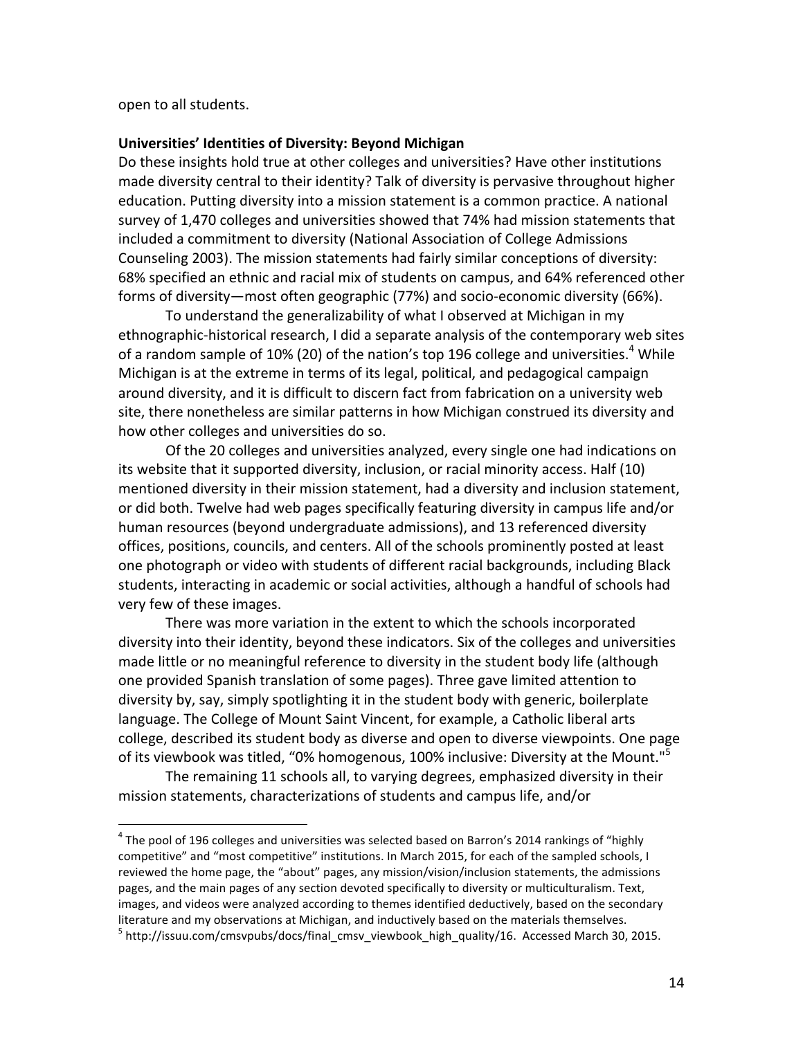open to all students.

**Universities' Identities of Diversity: Beyond Michigan**

Do these insights hold true at other colleges and universities? Have other institutions made diversity central to their identity? Talk of diversity is pervasive throughout higher education. Putting diversity into a mission statement is a common practice. A national survey of 1,470 colleges and universities showed that 74% had mission statements that included a commitment to diversity (National Association of College Admissions Counseling 2003). The mission statements had fairly similar conceptions of diversity: 68% specified an ethnic and racial mix of students on campus, and 64% referenced other forms of diversity—most often geographic (77%) and socio-economic diversity (66%).

To understand the generalizability of what I observed at Michigan in my ethnographic-historical research, I did a separate analysis of the contemporary web sites of a random sample of 10% (20) of the nation's top 196 college and universities.[4] While Michigan is at the extreme in terms of its legal, political, and pedagogical campaign around diversity, and it is difficult to discern fact from fabrication on a university web site, there nonetheless are similar patterns in how Michigan construed its diversity and how other colleges and universities do so.

Of the 20 colleges and universities analyzed, every single one had indications on its website that it supported diversity, inclusion, or racial minority access. Half (10) mentioned diversity in their mission statement, had a diversity and inclusion statement, or did both. Twelve had web pages specifically featuring diversity in campus life and/or human resources (beyond undergraduate admissions), and 13 referenced diversity offices, positions, councils, and centers. All of the schools prominently posted at least one photograph or video with students of different racial backgrounds, including Black students, interacting in academic or social activities, although a handful of schools had very few of these images.

There was more variation in the extent to which the schools incorporated diversity into their identity, beyond these indicators. Six of the colleges and universities made little or no meaningful reference to diversity in the student body life (although one provided Spanish translation of some pages). Three gave limited attention to diversity by, say, simply spotlighting it in the student body with generic, boilerplate language. The College of Mount Saint Vincent, for example, a Catholic liberal arts college, described its student body as diverse and open to diverse viewpoints. One page of its viewbook was titled, "0% homogenous, 100% inclusive: Diversity at the Mount."[5]

The remaining 11 schools all, to varying degrees, emphasized diversity in their mission statements, characterizations of students and campus life, and/or

---

[4] The pool of 196 colleges and universities was selected based on Barron's 2014 rankings of "highly competitive" and "most competitive" institutions. In March 2015, for each of the sampled schools, I reviewed the home page, the "about" pages, any mission/vision/inclusion statements, the admissions pages, and the main pages of any section devoted specifically to diversity or multiculturalism. Text, images, and videos were analyzed according to themes identified deductively, based on the secondary literature and my observations at Michigan, and inductively based on the materials themselves.

[5] http://issuu.com/cmsvpubs/docs/final_cmsv_viewbook_high_quality/16. Accessed March 30, 2015.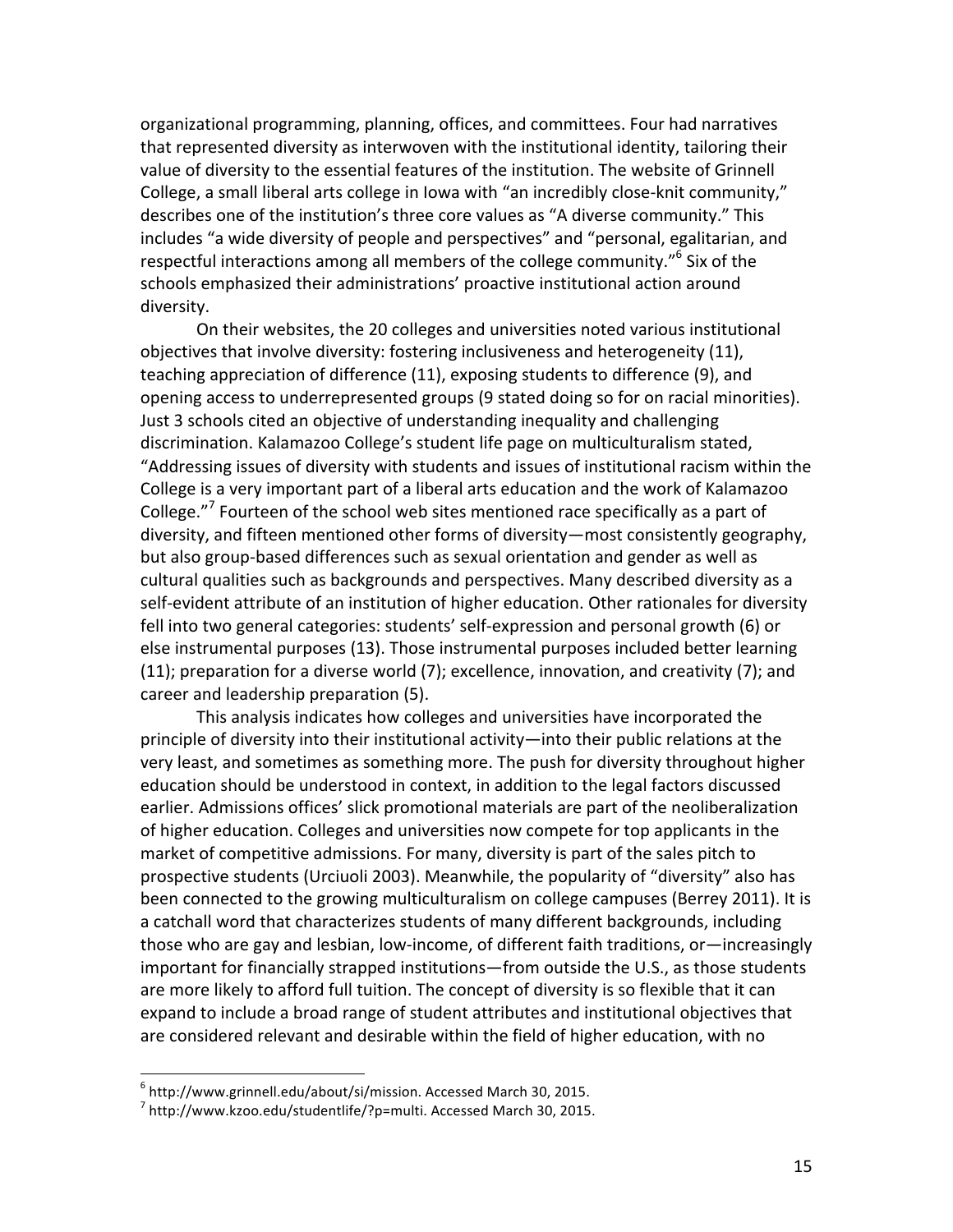organizational programming, planning, offices, and committees. Four had narratives that represented diversity as interwoven with the institutional identity, tailoring their value of diversity to the essential features of the institution. The website of Grinnell College, a small liberal arts college in Iowa with "an incredibly close-knit community," describes one of the institution's three core values as "A diverse community." This includes "a wide diversity of people and perspectives" and "personal, egalitarian, and respectful interactions among all members of the college community."[6] Six of the schools emphasized their administrations' proactive institutional action around diversity.

On their websites, the 20 colleges and universities noted various institutional objectives that involve diversity: fostering inclusiveness and heterogeneity (11), teaching appreciation of difference (11), exposing students to difference (9), and opening access to underrepresented groups (9 stated doing so for on racial minorities). Just 3 schools cited an objective of understanding inequality and challenging discrimination. Kalamazoo College's student life page on multiculturalism stated, "Addressing issues of diversity with students and issues of institutional racism within the College is a very important part of a liberal arts education and the work of Kalamazoo College."[7] Fourteen of the school web sites mentioned race specifically as a part of diversity, and fifteen mentioned other forms of diversity—most consistently geography, but also group-based differences such as sexual orientation and gender as well as cultural qualities such as backgrounds and perspectives. Many described diversity as a self-evident attribute of an institution of higher education. Other rationales for diversity fell into two general categories: students' self-expression and personal growth (6) or else instrumental purposes (13). Those instrumental purposes included better learning (11); preparation for a diverse world (7); excellence, innovation, and creativity (7); and career and leadership preparation (5).

This analysis indicates how colleges and universities have incorporated the principle of diversity into their institutional activity—into their public relations at the very least, and sometimes as something more. The push for diversity throughout higher education should be understood in context, in addition to the legal factors discussed earlier. Admissions offices' slick promotional materials are part of the neoliberalization of higher education. Colleges and universities now compete for top applicants in the market of competitive admissions. For many, diversity is part of the sales pitch to prospective students (Urciuoli 2003). Meanwhile, the popularity of "diversity" also has been connected to the growing multiculturalism on college campuses (Berrey 2011). It is a catchall word that characterizes students of many different backgrounds, including those who are gay and lesbian, low-income, of different faith traditions, or—increasingly important for financially strapped institutions—from outside the U.S., as those students are more likely to afford full tuition. The concept of diversity is so flexible that it can expand to include a broad range of student attributes and institutional objectives that are considered relevant and desirable within the field of higher education, with no

---

[6] http://www.grinnell.edu/about/si/mission. Accessed March 30, 2015.

[7] http://www.kzoo.edu/studentlife/?p=multi. Accessed March 30, 2015.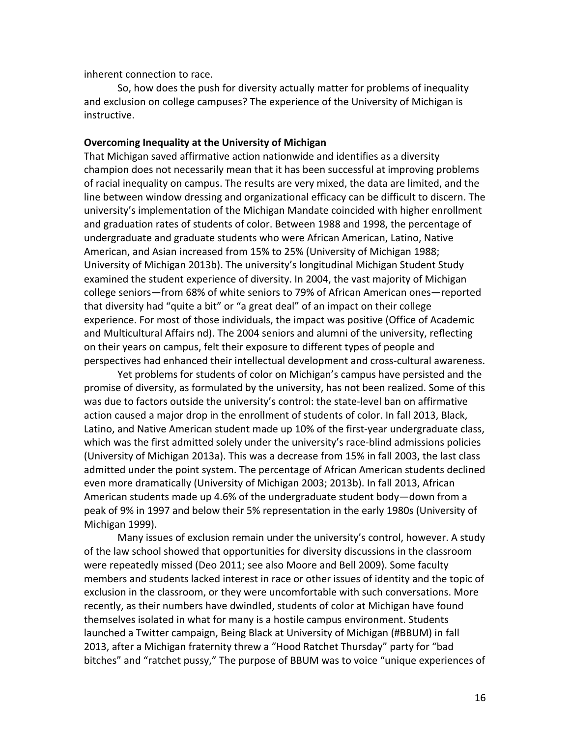inherent connection to race.

So, how does the push for diversity actually matter for problems of inequality and exclusion on college campuses? The experience of the University of Michigan is instructive.

**Overcoming Inequality at the University of Michigan**

That Michigan saved affirmative action nationwide and identifies as a diversity champion does not necessarily mean that it has been successful at improving problems of racial inequality on campus. The results are very mixed, the data are limited, and the line between window dressing and organizational efficacy can be difficult to discern. The university's implementation of the Michigan Mandate coincided with higher enrollment and graduation rates of students of color. Between 1988 and 1998, the percentage of undergraduate and graduate students who were African American, Latino, Native American, and Asian increased from 15% to 25% (University of Michigan 1988; University of Michigan 2013b). The university's longitudinal Michigan Student Study examined the student experience of diversity. In 2004, the vast majority of Michigan college seniors—from 68% of white seniors to 79% of African American ones—reported that diversity had "quite a bit" or "a great deal" of an impact on their college experience. For most of those individuals, the impact was positive (Office of Academic and Multicultural Affairs nd). The 2004 seniors and alumni of the university, reflecting on their years on campus, felt their exposure to different types of people and perspectives had enhanced their intellectual development and cross-cultural awareness.

Yet problems for students of color on Michigan's campus have persisted and the promise of diversity, as formulated by the university, has not been realized. Some of this was due to factors outside the university's control: the state-level ban on affirmative action caused a major drop in the enrollment of students of color. In fall 2013, Black, Latino, and Native American student made up 10% of the first-year undergraduate class, which was the first admitted solely under the university's race-blind admissions policies (University of Michigan 2013a). This was a decrease from 15% in fall 2003, the last class admitted under the point system. The percentage of African American students declined even more dramatically (University of Michigan 2003; 2013b). In fall 2013, African American students made up 4.6% of the undergraduate student body—down from a peak of 9% in 1997 and below their 5% representation in the early 1980s (University of Michigan 1999).

Many issues of exclusion remain under the university's control, however. A study of the law school showed that opportunities for diversity discussions in the classroom were repeatedly missed (Deo 2011; see also Moore and Bell 2009). Some faculty members and students lacked interest in race or other issues of identity and the topic of exclusion in the classroom, or they were uncomfortable with such conversations. More recently, as their numbers have dwindled, students of color at Michigan have found themselves isolated in what for many is a hostile campus environment. Students launched a Twitter campaign, Being Black at University of Michigan (#BBUM) in fall 2013, after a Michigan fraternity threw a "Hood Ratchet Thursday" party for "bad bitches" and "ratchet pussy," The purpose of BBUM was to voice "unique experiences of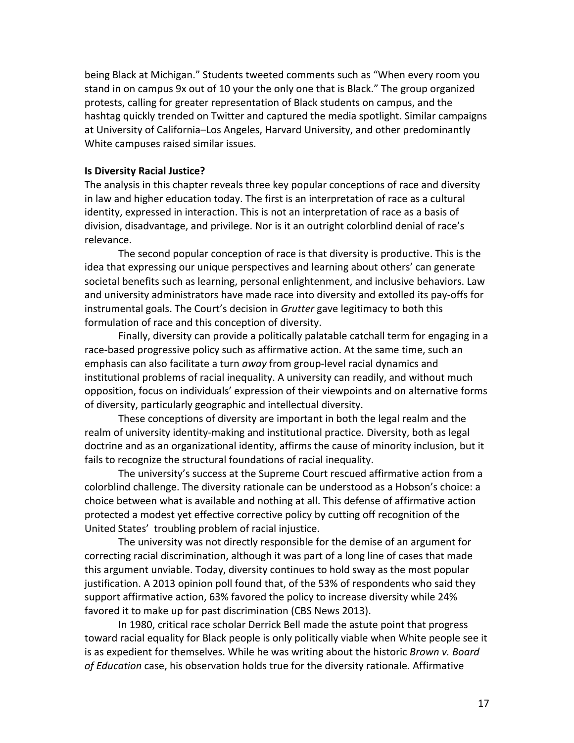being Black at Michigan." Students tweeted comments such as "When every room you stand in on campus 9x out of 10 your the only one that is Black." The group organized protests, calling for greater representation of Black students on campus, and the hashtag quickly trended on Twitter and captured the media spotlight. Similar campaigns at University of California–Los Angeles, Harvard University, and other predominantly White campuses raised similar issues.

**Is Diversity Racial Justice?**

The analysis in this chapter reveals three key popular conceptions of race and diversity in law and higher education today. The first is an interpretation of race as a cultural identity, expressed in interaction. This is not an interpretation of race as a basis of division, disadvantage, and privilege. Nor is it an outright colorblind denial of race's relevance.

The second popular conception of race is that diversity is productive. This is the idea that expressing our unique perspectives and learning about others' can generate societal benefits such as learning, personal enlightenment, and inclusive behaviors. Law and university administrators have made race into diversity and extolled its pay-offs for instrumental goals. The Court's decision in *Grutter* gave legitimacy to both this formulation of race and this conception of diversity.

Finally, diversity can provide a politically palatable catchall term for engaging in a race-based progressive policy such as affirmative action. At the same time, such an emphasis can also facilitate a turn *away* from group-level racial dynamics and institutional problems of racial inequality. A university can readily, and without much opposition, focus on individuals' expression of their viewpoints and on alternative forms of diversity, particularly geographic and intellectual diversity.

These conceptions of diversity are important in both the legal realm and the realm of university identity-making and institutional practice. Diversity, both as legal doctrine and as an organizational identity, affirms the cause of minority inclusion, but it fails to recognize the structural foundations of racial inequality.

The university's success at the Supreme Court rescued affirmative action from a colorblind challenge. The diversity rationale can be understood as a Hobson's choice: a choice between what is available and nothing at all. This defense of affirmative action protected a modest yet effective corrective policy by cutting off recognition of the United States' troubling problem of racial injustice.

The university was not directly responsible for the demise of an argument for correcting racial discrimination, although it was part of a long line of cases that made this argument unviable. Today, diversity continues to hold sway as the most popular justification. A 2013 opinion poll found that, of the 53% of respondents who said they support affirmative action, 63% favored the policy to increase diversity while 24% favored it to make up for past discrimination (CBS News 2013).

In 1980, critical race scholar Derrick Bell made the astute point that progress toward racial equality for Black people is only politically viable when White people see it is as expedient for themselves. While he was writing about the historic *Brown v. Board of Education* case, his observation holds true for the diversity rationale. Affirmative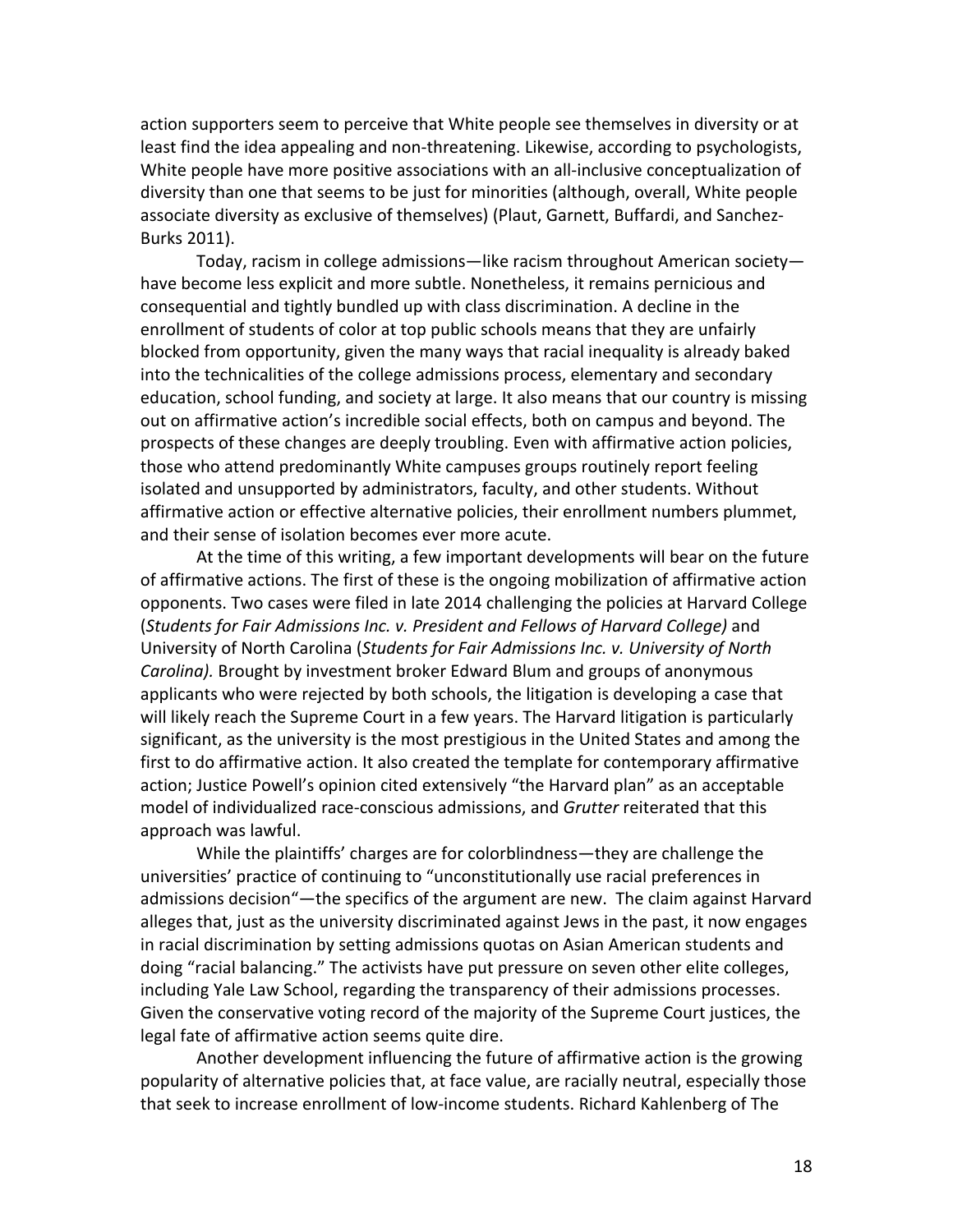action supporters seem to perceive that White people see themselves in diversity or at least find the idea appealing and non-threatening. Likewise, according to psychologists, White people have more positive associations with an all-inclusive conceptualization of diversity than one that seems to be just for minorities (although, overall, White people associate diversity as exclusive of themselves) (Plaut, Garnett, Buffardi, and Sanchez-Burks 2011).

Today, racism in college admissions—like racism throughout American society—have become less explicit and more subtle. Nonetheless, it remains pernicious and consequential and tightly bundled up with class discrimination. A decline in the enrollment of students of color at top public schools means that they are unfairly blocked from opportunity, given the many ways that racial inequality is already baked into the technicalities of the college admissions process, elementary and secondary education, school funding, and society at large. It also means that our country is missing out on affirmative action's incredible social effects, both on campus and beyond. The prospects of these changes are deeply troubling. Even with affirmative action policies, those who attend predominantly White campuses groups routinely report feeling isolated and unsupported by administrators, faculty, and other students. Without affirmative action or effective alternative policies, their enrollment numbers plummet, and their sense of isolation becomes ever more acute.

At the time of this writing, a few important developments will bear on the future of affirmative actions. The first of these is the ongoing mobilization of affirmative action opponents. Two cases were filed in late 2014 challenging the policies at Harvard College (*Students for Fair Admissions Inc. v. President and Fellows of Harvard College)* and University of North Carolina (*Students for Fair Admissions Inc. v. University of North Carolina).* Brought by investment broker Edward Blum and groups of anonymous applicants who were rejected by both schools, the litigation is developing a case that will likely reach the Supreme Court in a few years. The Harvard litigation is particularly significant, as the university is the most prestigious in the United States and among the first to do affirmative action. It also created the template for contemporary affirmative action; Justice Powell's opinion cited extensively "the Harvard plan" as an acceptable model of individualized race-conscious admissions, and *Grutter* reiterated that this approach was lawful.

While the plaintiffs' charges are for colorblindness—they are challenge the universities' practice of continuing to "unconstitutionally use racial preferences in admissions decision"—the specifics of the argument are new. The claim against Harvard alleges that, just as the university discriminated against Jews in the past, it now engages in racial discrimination by setting admissions quotas on Asian American students and doing "racial balancing." The activists have put pressure on seven other elite colleges, including Yale Law School, regarding the transparency of their admissions processes. Given the conservative voting record of the majority of the Supreme Court justices, the legal fate of affirmative action seems quite dire.

Another development influencing the future of affirmative action is the growing popularity of alternative policies that, at face value, are racially neutral, especially those that seek to increase enrollment of low-income students. Richard Kahlenberg of The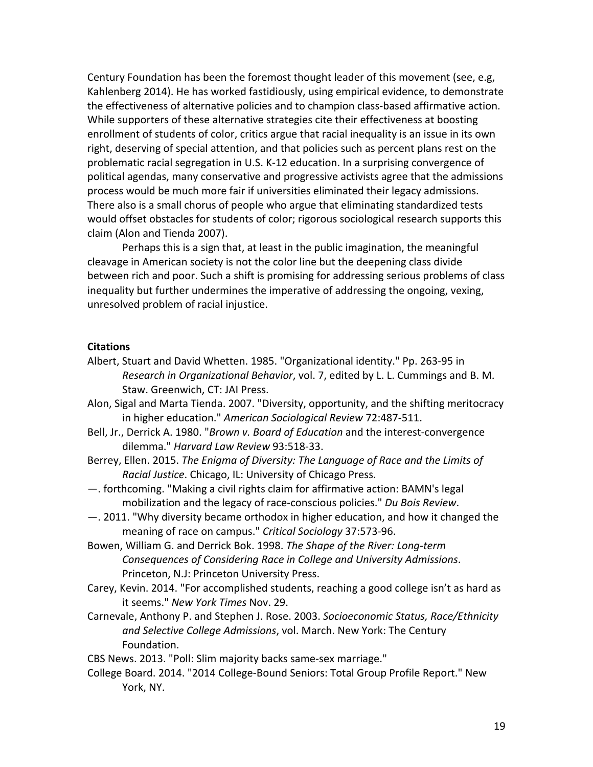Century Foundation has been the foremost thought leader of this movement (see, e.g, Kahlenberg 2014). He has worked fastidiously, using empirical evidence, to demonstrate the effectiveness of alternative policies and to champion class-based affirmative action. While supporters of these alternative strategies cite their effectiveness at boosting enrollment of students of color, critics argue that racial inequality is an issue in its own right, deserving of special attention, and that policies such as percent plans rest on the problematic racial segregation in U.S. K-12 education. In a surprising convergence of political agendas, many conservative and progressive activists agree that the admissions process would be much more fair if universities eliminated their legacy admissions. There also is a small chorus of people who argue that eliminating standardized tests would offset obstacles for students of color; rigorous sociological research supports this claim (Alon and Tienda 2007).

Perhaps this is a sign that, at least in the public imagination, the meaningful cleavage in American society is not the color line but the deepening class divide between rich and poor. Such a shift is promising for addressing serious problems of class inequality but further undermines the imperative of addressing the ongoing, vexing, unresolved problem of racial injustice.

**Citations**

Albert, Stuart and David Whetten. 1985. "Organizational identity." Pp. 263-95 in *Research in Organizational Behavior*, vol. 7, edited by L. L. Cummings and B. M. Staw. Greenwich, CT: JAI Press.

Alon, Sigal and Marta Tienda. 2007. "Diversity, opportunity, and the shifting meritocracy in higher education." *American Sociological Review* 72:487-511.

Bell, Jr., Derrick A. 1980. "*Brown v. Board of Education* and the interest-convergence dilemma." *Harvard Law Review* 93:518-33.

Berrey, Ellen. 2015. *The Enigma of Diversity: The Language of Race and the Limits of Racial Justice*. Chicago, IL: University of Chicago Press.

—. forthcoming. "Making a civil rights claim for affirmative action: BAMN's legal mobilization and the legacy of race-conscious policies." *Du Bois Review*.

—. 2011. "Why diversity became orthodox in higher education, and how it changed the meaning of race on campus." *Critical Sociology* 37:573-96.

Bowen, William G. and Derrick Bok. 1998. *The Shape of the River: Long-term Consequences of Considering Race in College and University Admissions*. Princeton, N.J: Princeton University Press.

Carey, Kevin. 2014. "For accomplished students, reaching a good college isn't as hard as it seems." *New York Times* Nov. 29.

Carnevale, Anthony P. and Stephen J. Rose. 2003. *Socioeconomic Status, Race/Ethnicity and Selective College Admissions*, vol. March. New York: The Century Foundation.

CBS News. 2013. "Poll: Slim majority backs same-sex marriage."

College Board. 2014. "2014 College-Bound Seniors: Total Group Profile Report." New York, NY.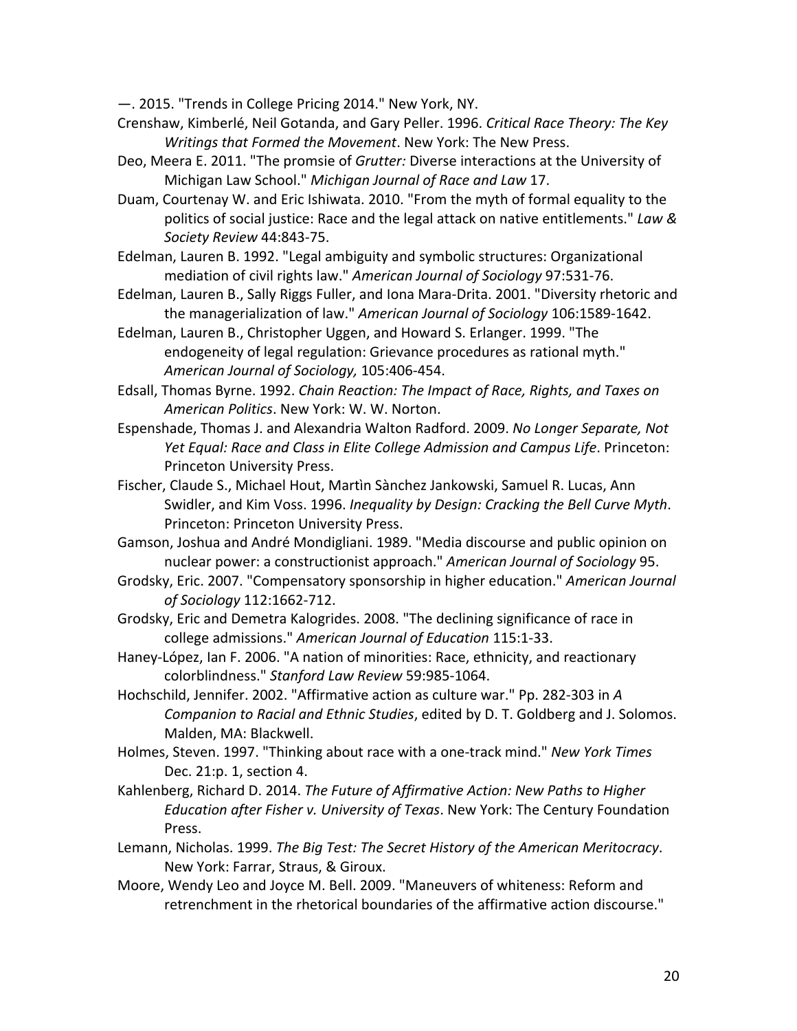—. 2015. "Trends in College Pricing 2014." New York, NY.

Crenshaw, Kimberlé, Neil Gotanda, and Gary Peller. 1996. *Critical Race Theory: The Key Writings that Formed the Movement*. New York: The New Press.

Deo, Meera E. 2011. "The promsie of *Grutter:* Diverse interactions at the University of Michigan Law School." *Michigan Journal of Race and Law* 17.

Duam, Courtenay W. and Eric Ishiwata. 2010. "From the myth of formal equality to the politics of social justice: Race and the legal attack on native entitlements." *Law & Society Review* 44:843-75.

Edelman, Lauren B. 1992. "Legal ambiguity and symbolic structures: Organizational mediation of civil rights law." *American Journal of Sociology* 97:531-76.

Edelman, Lauren B., Sally Riggs Fuller, and Iona Mara-Drita. 2001. "Diversity rhetoric and the managerialization of law." *American Journal of Sociology* 106:1589-1642.

Edelman, Lauren B., Christopher Uggen, and Howard S. Erlanger. 1999. "The endogeneity of legal regulation: Grievance procedures as rational myth." *American Journal of Sociology,* 105:406-454.

Edsall, Thomas Byrne. 1992. *Chain Reaction: The Impact of Race, Rights, and Taxes on American Politics*. New York: W. W. Norton.

Espenshade, Thomas J. and Alexandria Walton Radford. 2009. *No Longer Separate, Not Yet Equal: Race and Class in Elite College Admission and Campus Life*. Princeton: Princeton University Press.

Fischer, Claude S., Michael Hout, Martìn Sànchez Jankowski, Samuel R. Lucas, Ann Swidler, and Kim Voss. 1996. *Inequality by Design: Cracking the Bell Curve Myth*. Princeton: Princeton University Press.

Gamson, Joshua and André Mondigliani. 1989. "Media discourse and public opinion on nuclear power: a constructionist approach." *American Journal of Sociology* 95.

Grodsky, Eric. 2007. "Compensatory sponsorship in higher education." *American Journal of Sociology* 112:1662-712.

Grodsky, Eric and Demetra Kalogrides. 2008. "The declining significance of race in college admissions." *American Journal of Education* 115:1-33.

Haney-López, Ian F. 2006. "A nation of minorities: Race, ethnicity, and reactionary colorblindness." *Stanford Law Review* 59:985-1064.

Hochschild, Jennifer. 2002. "Affirmative action as culture war." Pp. 282-303 in *A Companion to Racial and Ethnic Studies*, edited by D. T. Goldberg and J. Solomos. Malden, MA: Blackwell.

Holmes, Steven. 1997. "Thinking about race with a one-track mind." *New York Times* Dec. 21:p. 1, section 4.

Kahlenberg, Richard D. 2014. *The Future of Affirmative Action: New Paths to Higher Education after Fisher v. University of Texas*. New York: The Century Foundation Press.

Lemann, Nicholas. 1999. *The Big Test: The Secret History of the American Meritocracy*. New York: Farrar, Straus, & Giroux.

Moore, Wendy Leo and Joyce M. Bell. 2009. "Maneuvers of whiteness: Reform and retrenchment in the rhetorical boundaries of the affirmative action discourse."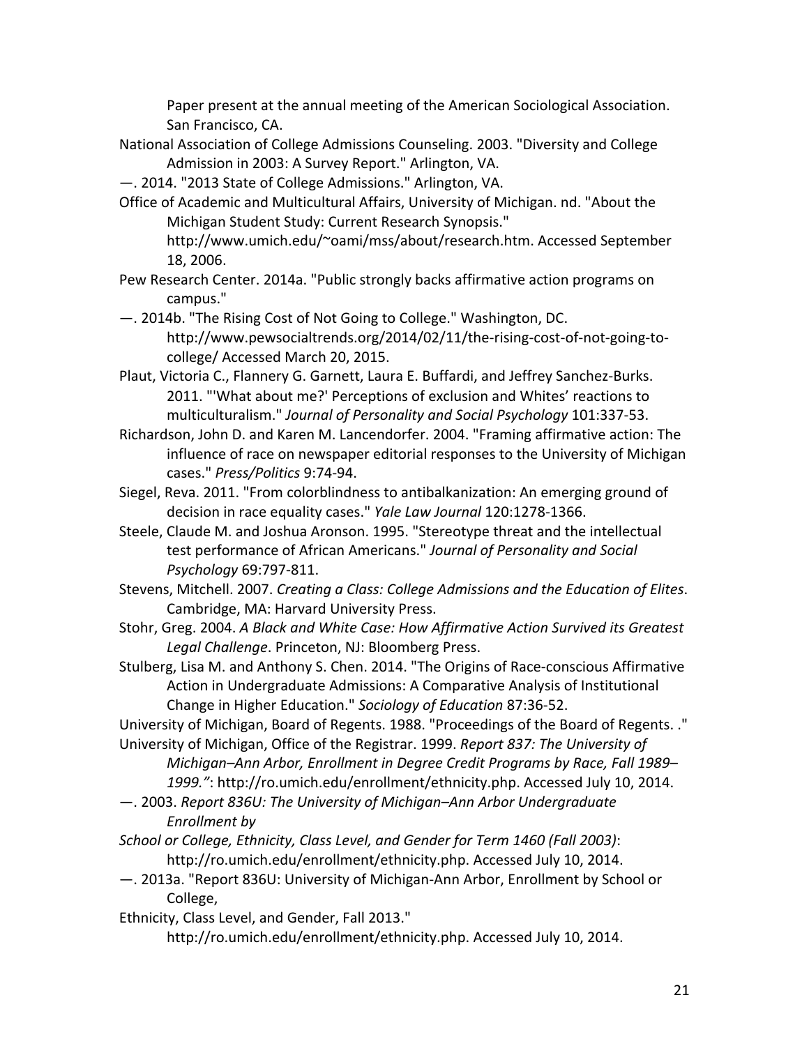Paper present at the annual meeting of the American Sociological Association. San Francisco, CA.

National Association of College Admissions Counseling. 2003. "Diversity and College Admission in 2003: A Survey Report." Arlington, VA.

—. 2014. "2013 State of College Admissions." Arlington, VA.

Office of Academic and Multicultural Affairs, University of Michigan. nd. "About the Michigan Student Study: Current Research Synopsis." http://www.umich.edu/~oami/mss/about/research.htm. Accessed September 18, 2006.

Pew Research Center. 2014a. "Public strongly backs affirmative action programs on campus."

—. 2014b. "The Rising Cost of Not Going to College." Washington, DC. http://www.pewsocialtrends.org/2014/02/11/the-rising-cost-of-not-going-to-college/ Accessed March 20, 2015.

Plaut, Victoria C., Flannery G. Garnett, Laura E. Buffardi, and Jeffrey Sanchez-Burks. 2011. "'What about me?' Perceptions of exclusion and Whites' reactions to multiculturalism." *Journal of Personality and Social Psychology* 101:337-53.

Richardson, John D. and Karen M. Lancendorfer. 2004. "Framing affirmative action: The influence of race on newspaper editorial responses to the University of Michigan cases." *Press/Politics* 9:74-94.

Siegel, Reva. 2011. "From colorblindness to antibalkanization: An emerging ground of decision in race equality cases." *Yale Law Journal* 120:1278-1366.

Steele, Claude M. and Joshua Aronson. 1995. "Stereotype threat and the intellectual test performance of African Americans." *Journal of Personality and Social Psychology* 69:797-811.

Stevens, Mitchell. 2007. *Creating a Class: College Admissions and the Education of Elites*. Cambridge, MA: Harvard University Press.

Stohr, Greg. 2004. *A Black and White Case: How Affirmative Action Survived its Greatest Legal Challenge*. Princeton, NJ: Bloomberg Press.

Stulberg, Lisa M. and Anthony S. Chen. 2014. "The Origins of Race-conscious Affirmative Action in Undergraduate Admissions: A Comparative Analysis of Institutional Change in Higher Education." *Sociology of Education* 87:36-52.

University of Michigan, Board of Regents. 1988. "Proceedings of the Board of Regents. ."

University of Michigan, Office of the Registrar. 1999. *Report 837: The University of Michigan–Ann Arbor, Enrollment in Degree Credit Programs by Race, Fall 1989–1999."*: http://ro.umich.edu/enrollment/ethnicity.php. Accessed July 10, 2014.

—. 2003. *Report 836U: The University of Michigan–Ann Arbor Undergraduate Enrollment by*

*School or College, Ethnicity, Class Level, and Gender for Term 1460 (Fall 2003)*: http://ro.umich.edu/enrollment/ethnicity.php. Accessed July 10, 2014.

—. 2013a. "Report 836U: University of Michigan-Ann Arbor, Enrollment by School or College,

Ethnicity, Class Level, and Gender, Fall 2013." http://ro.umich.edu/enrollment/ethnicity.php. Accessed July 10, 2014.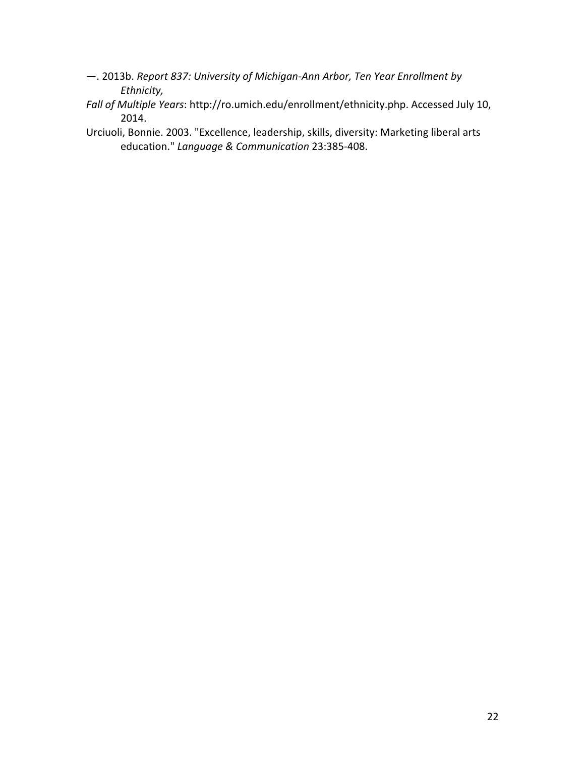—. 2013b. *Report 837: University of Michigan-Ann Arbor, Ten Year Enrollment by Ethnicity, Fall of Multiple Years*: http://ro.umich.edu/enrollment/ethnicity.php. Accessed July 10, 2014.

Urciuoli, Bonnie. 2003. "Excellence, leadership, skills, diversity: Marketing liberal arts education." *Language & Communication* 23:385-408.